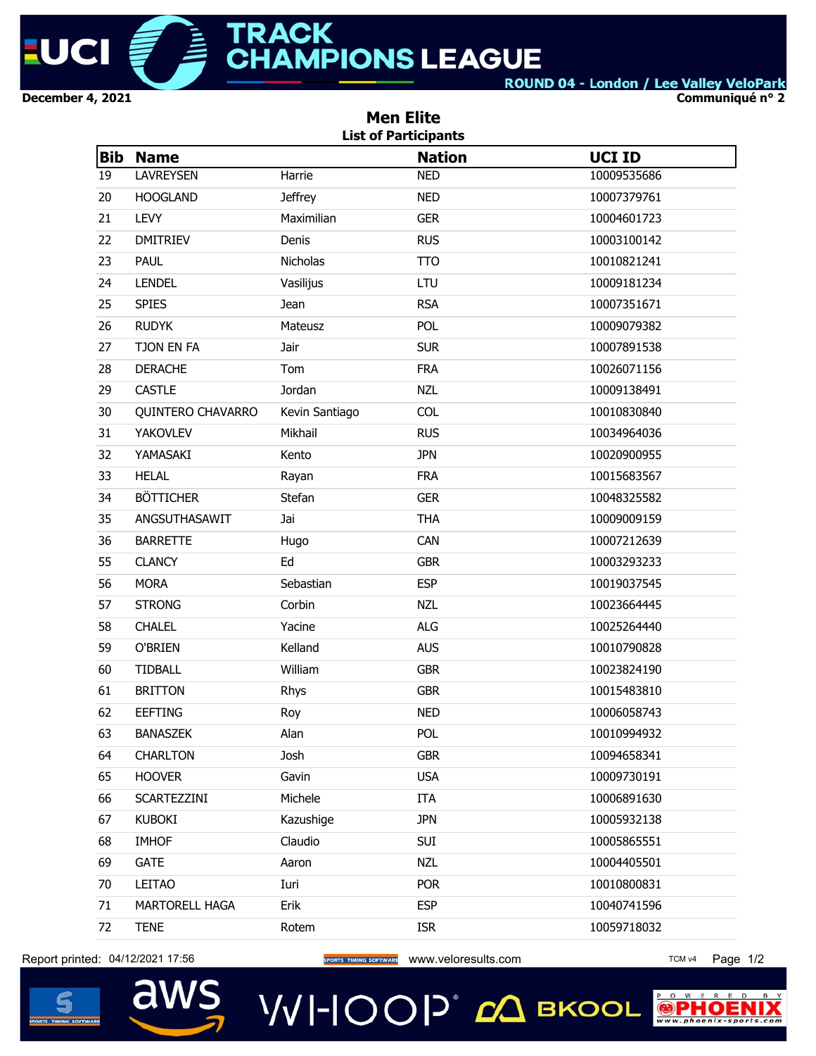# UCI TRACK CHAMPIONS LEAGUE

ROUND 04 - London / Lee Valley VeloPark

December 4, 2021

Communiqué n° 2

## Men Elite

### List of Participants

| Bib | Name | | Nation | UCI ID |
|---|---|---|---|---|
| 19 | LAVREYSEN | Harrie | NED | 10009535686 |
| 20 | HOOGLAND | Jeffrey | NED | 10007379761 |
| 21 | LEVY | Maximilian | GER | 10004601723 |
| 22 | DMITRIEV | Denis | RUS | 10003100142 |
| 23 | PAUL | Nicholas | TTO | 10010821241 |
| 24 | LENDEL | Vasilijus | LTU | 10009181234 |
| 25 | SPIES | Jean | RSA | 10007351671 |
| 26 | RUDYK | Mateusz | POL | 10009079382 |
| 27 | TJON EN FA | Jair | SUR | 10007891538 |
| 28 | DERACHE | Tom | FRA | 10026071156 |
| 29 | CASTLE | Jordan | NZL | 10009138491 |
| 30 | QUINTERO CHAVARRO | Kevin Santiago | COL | 10010830840 |
| 31 | YAKOVLEV | Mikhail | RUS | 10034964036 |
| 32 | YAMASAKI | Kento | JPN | 10020900955 |
| 33 | HELAL | Rayan | FRA | 10015683567 |
| 34 | BÖTTICHER | Stefan | GER | 10048325582 |
| 35 | ANGSUTHASAWIT | Jai | THA | 10009009159 |
| 36 | BARRETTE | Hugo | CAN | 10007212639 |
| 55 | CLANCY | Ed | GBR | 10003293233 |
| 56 | MORA | Sebastian | ESP | 10019037545 |
| 57 | STRONG | Corbin | NZL | 10023664445 |
| 58 | CHALEL | Yacine | ALG | 10025264440 |
| 59 | O'BRIEN | Kelland | AUS | 10010790828 |
| 60 | TIDBALL | William | GBR | 10023824190 |
| 61 | BRITTON | Rhys | GBR | 10015483810 |
| 62 | EEFTING | Roy | NED | 10006058743 |
| 63 | BANASZEK | Alan | POL | 10010994932 |
| 64 | CHARLTON | Josh | GBR | 10094658341 |
| 65 | HOOVER | Gavin | USA | 10009730191 |
| 66 | SCARTEZZINI | Michele | ITA | 10006891630 |
| 67 | KUBOKI | Kazushige | JPN | 10005932138 |
| 68 | IMHOF | Claudio | SUI | 10005865551 |
| 69 | GATE | Aaron | NZL | 10004405501 |
| 70 | LEITAO | Iuri | POR | 10010800831 |
| 71 | MARTORELL HAGA | Erik | ESP | 10040741596 |
| 72 | TENE | Rotem | ISR | 10059718032 |

Report printed: 04/12/2021 17:56 www.veloresults.com TCM v4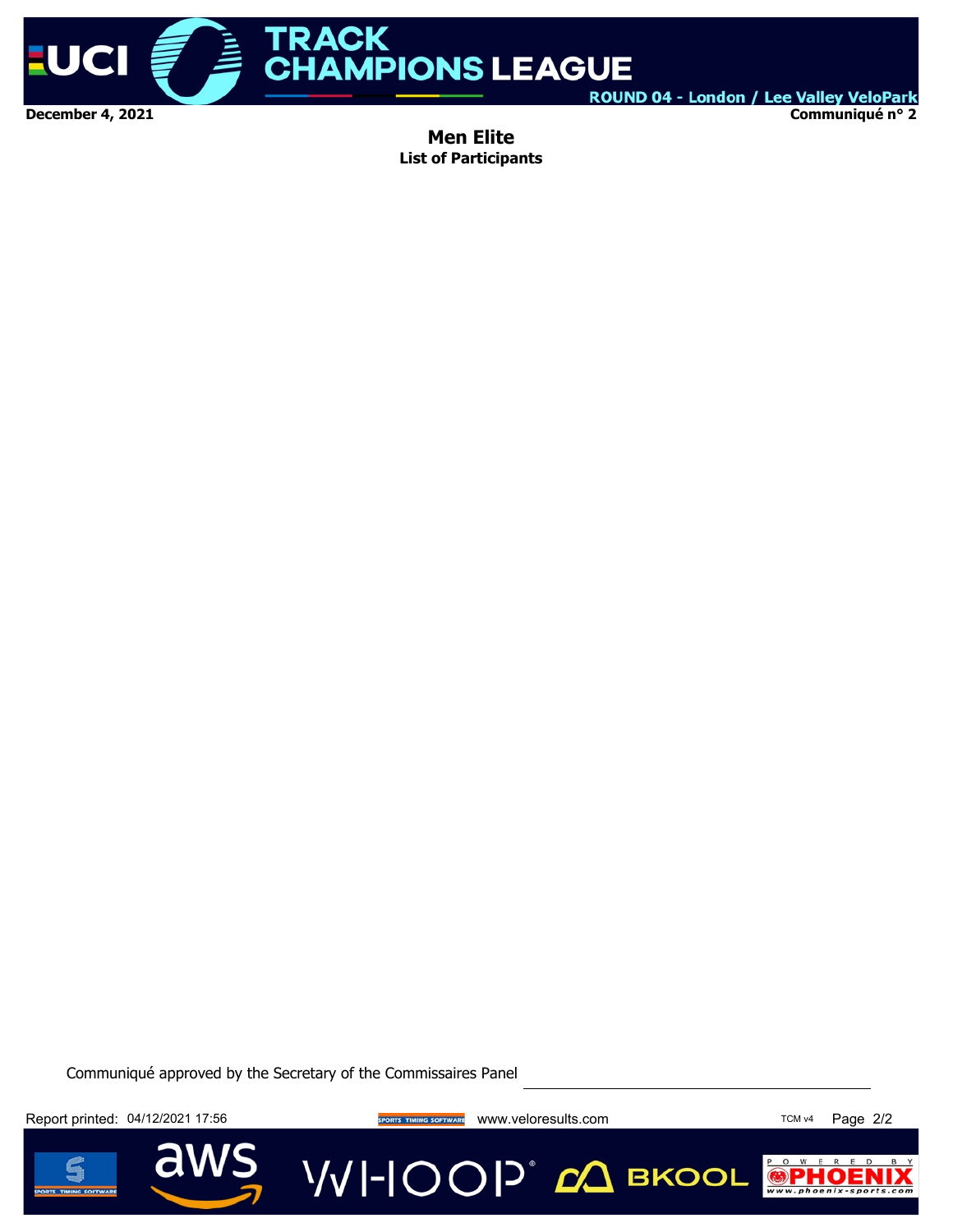December 4, 2021

Communiqué n° 2

# Men Elite

## List of Participants

Communiqué approved by the Secretary of the Commissaires Panel

Report printed: 04/12/2021 17:56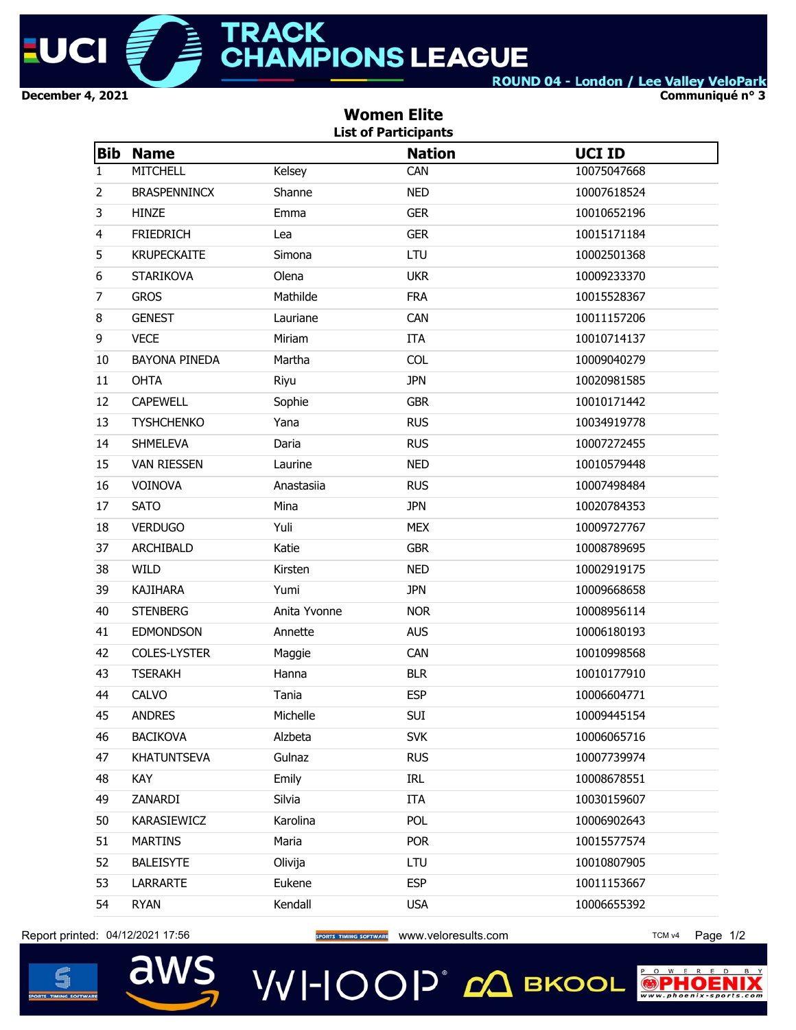UCI TRACK CHAMPIONS LEAGUE

ROUND 04 - London / Lee Valley VeloPark

December 4, 2021

Communiqué n° 3

## Women Elite

### List of Participants

| Bib | Name | | Nation | UCI ID |
|---|---|---|---|---|
| 1 | MITCHELL | Kelsey | CAN | 10075047668 |
| 2 | BRASPENNINCX | Shanne | NED | 10007618524 |
| 3 | HINZE | Emma | GER | 10010652196 |
| 4 | FRIEDRICH | Lea | GER | 10015171184 |
| 5 | KRUPECKAITE | Simona | LTU | 10002501368 |
| 6 | STARIKOVA | Olena | UKR | 10009233370 |
| 7 | GROS | Mathilde | FRA | 10015528367 |
| 8 | GENEST | Lauriane | CAN | 10011157206 |
| 9 | VECE | Miriam | ITA | 10010714137 |
| 10 | BAYONA PINEDA | Martha | COL | 10009040279 |
| 11 | OHTA | Riyu | JPN | 10020981585 |
| 12 | CAPEWELL | Sophie | GBR | 10010171442 |
| 13 | TYSHCHENKO | Yana | RUS | 10034919778 |
| 14 | SHMELEVA | Daria | RUS | 10007272455 |
| 15 | VAN RIESSEN | Laurine | NED | 10010579448 |
| 16 | VOINOVA | Anastasiia | RUS | 10007498484 |
| 17 | SATO | Mina | JPN | 10020784353 |
| 18 | VERDUGO | Yuli | MEX | 10009727767 |
| 37 | ARCHIBALD | Katie | GBR | 10008789695 |
| 38 | WILD | Kirsten | NED | 10002919175 |
| 39 | KAJIHARA | Yumi | JPN | 10009668658 |
| 40 | STENBERG | Anita Yvonne | NOR | 10008956114 |
| 41 | EDMONDSON | Annette | AUS | 10006180193 |
| 42 | COLES-LYSTER | Maggie | CAN | 10010998568 |
| 43 | TSERAKH | Hanna | BLR | 10010177910 |
| 44 | CALVO | Tania | ESP | 10006604771 |
| 45 | ANDRES | Michelle | SUI | 10009445154 |
| 46 | BACIKOVA | Alzbeta | SVK | 10006065716 |
| 47 | KHATUNTSEVA | Gulnaz | RUS | 10007739974 |
| 48 | KAY | Emily | IRL | 10008678551 |
| 49 | ZANARDI | Silvia | ITA | 10030159607 |
| 50 | KARASIEWICZ | Karolina | POL | 10006902643 |
| 51 | MARTINS | Maria | POR | 10015577574 |
| 52 | BALEISYTE | Olivija | LTU | 10010807905 |
| 53 | LARRARTE | Eukene | ESP | 10011153667 |
| 54 | RYAN | Kendall | USA | 10006655392 |

Report printed: 04/12/2021 17:56 www.veloresults.com TCM v4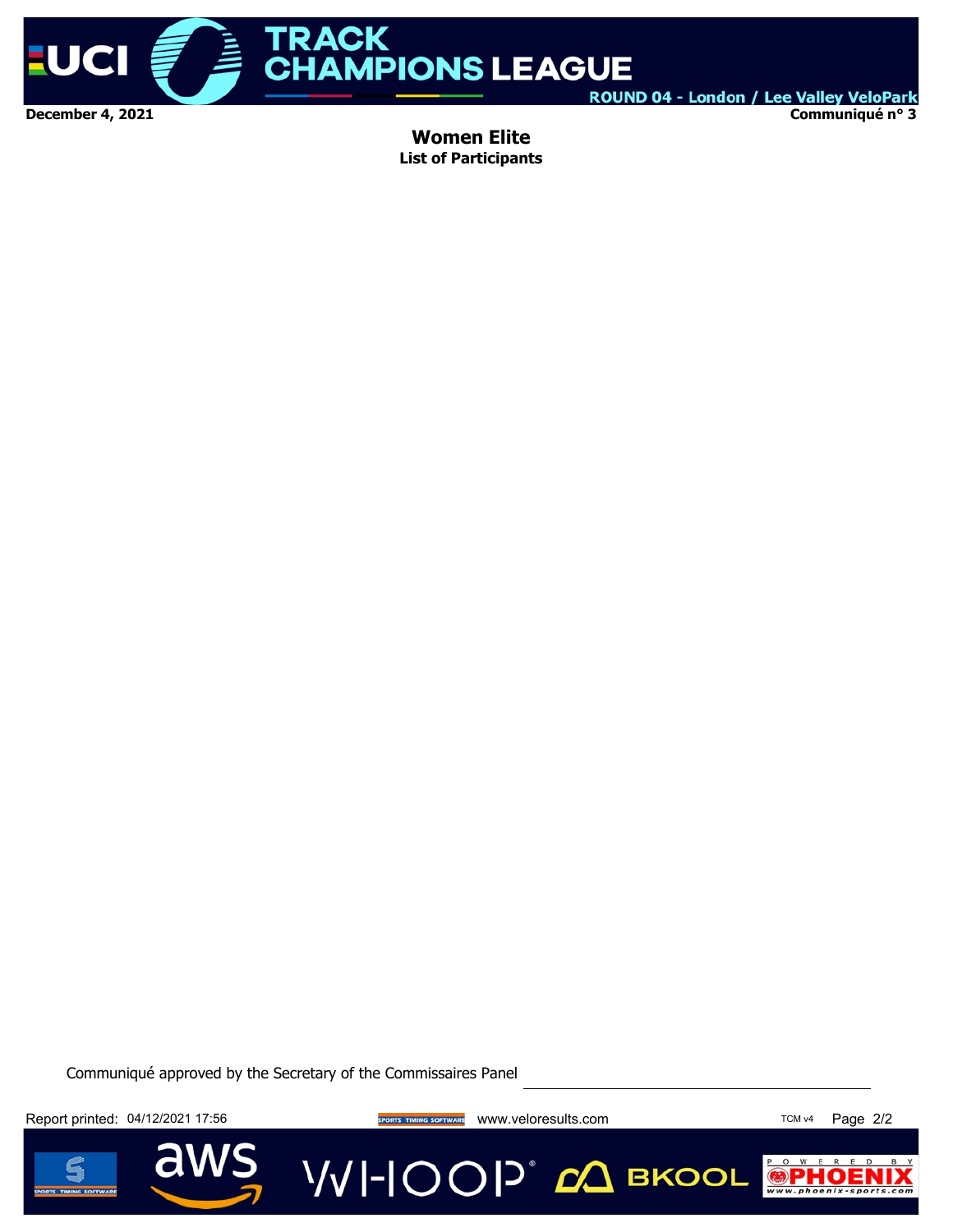# Women Elite

## List of Participants

Communiqué approved by the Secretary of the Commissaires Panel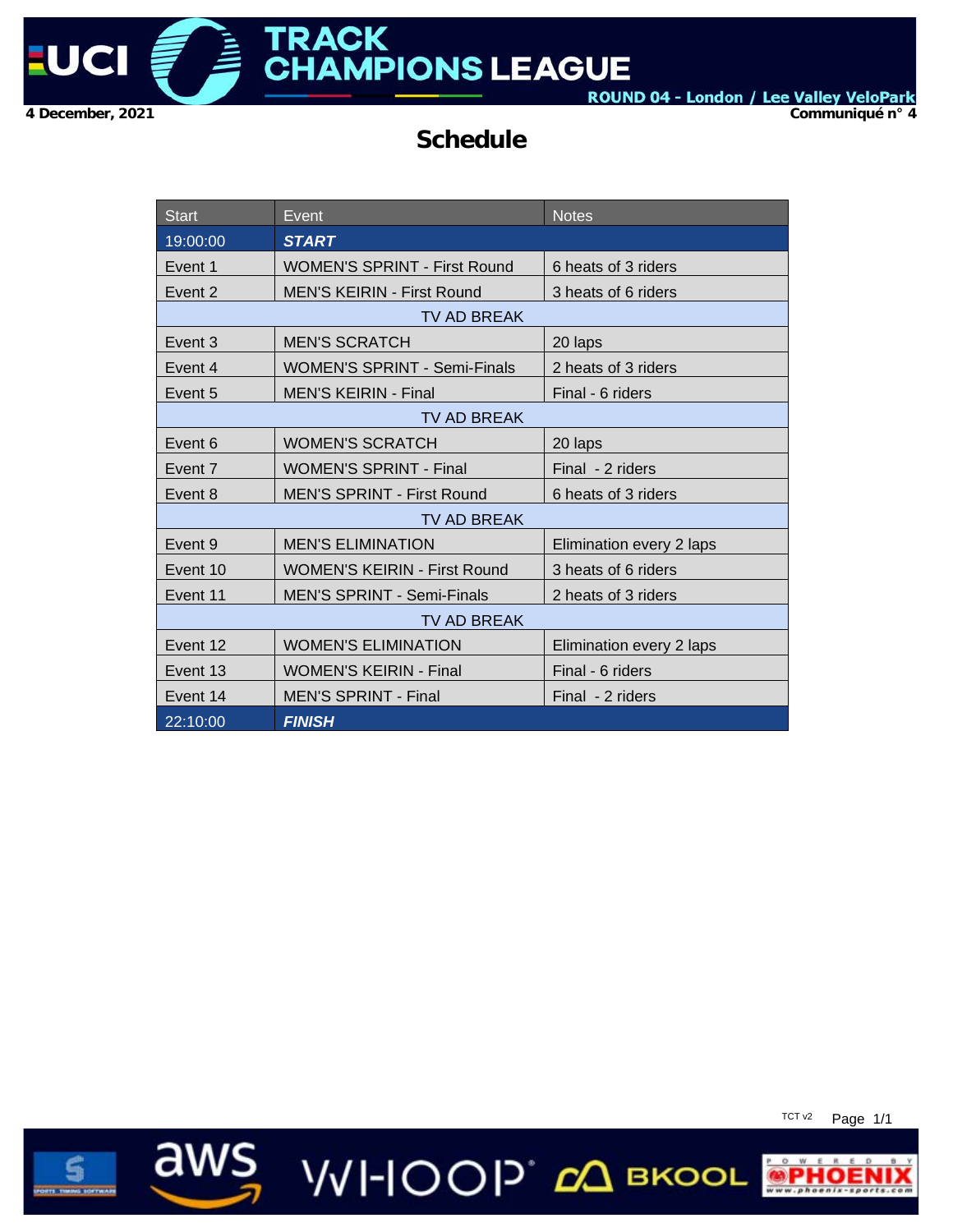TRACK CHAMPIONS LEAGUE

ROUND 04 - London / Lee Valley VeloPark

4 December, 2021

Communiqué n° 4

# Schedule

| Start | Event | Notes |
|---|---|---|
| 19:00:00 | ***START*** | |
| Event 1 | WOMEN'S SPRINT - First Round | 6 heats of 3 riders |
| Event 2 | MEN'S KEIRIN - First Round | 3 heats of 6 riders |
| | TV AD BREAK | |
| Event 3 | MEN'S SCRATCH | 20 laps |
| Event 4 | WOMEN'S SPRINT - Semi-Finals | 2 heats of 3 riders |
| Event 5 | MEN'S KEIRIN - Final | Final - 6 riders |
| | TV AD BREAK | |
| Event 6 | WOMEN'S SCRATCH | 20 laps |
| Event 7 | WOMEN'S SPRINT - Final | Final - 2 riders |
| Event 8 | MEN'S SPRINT - First Round | 6 heats of 3 riders |
| | TV AD BREAK | |
| Event 9 | MEN'S ELIMINATION | Elimination every 2 laps |
| Event 10 | WOMEN'S KEIRIN - First Round | 3 heats of 6 riders |
| Event 11 | MEN'S SPRINT - Semi-Finals | 2 heats of 3 riders |
| | TV AD BREAK | |
| Event 12 | WOMEN'S ELIMINATION | Elimination every 2 laps |
| Event 13 | WOMEN'S KEIRIN - Final | Final - 6 riders |
| Event 14 | MEN'S SPRINT - Final | Final - 2 riders |
| 22:10:00 | ***FINISH*** | |

TCT v2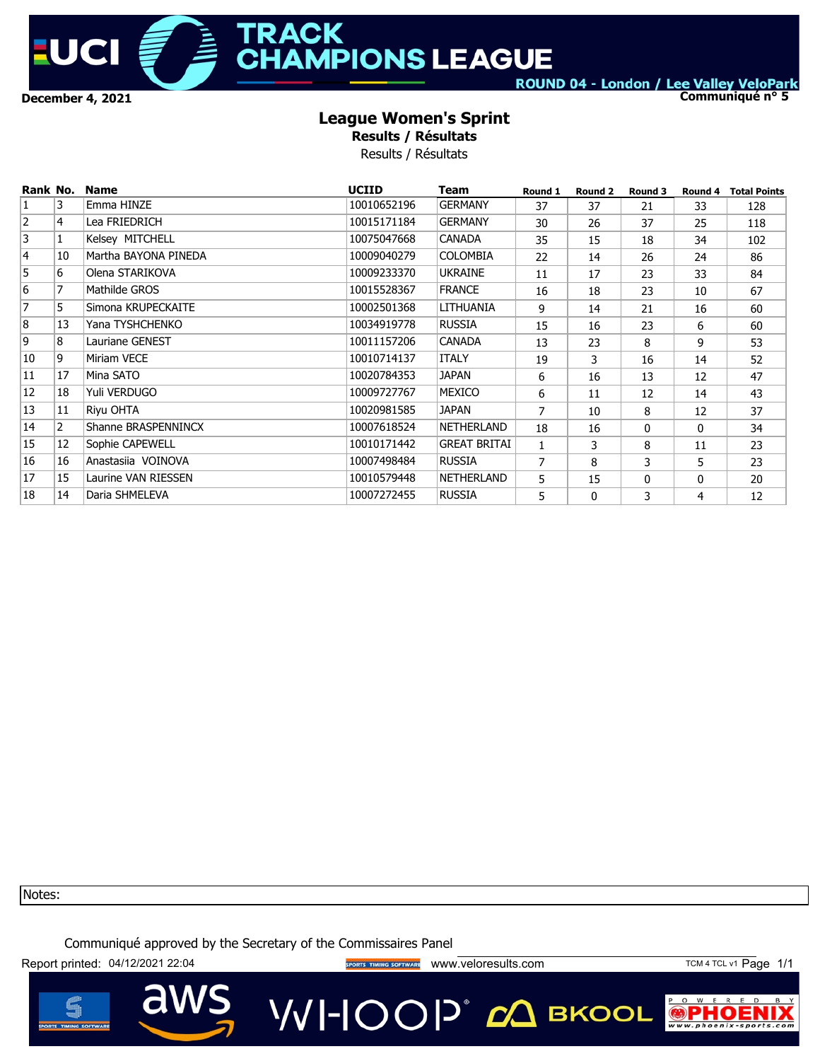ROUND 04 - London / Lee Valley VeloPark

December 4, 2021

Communiqué n° 5

# League Women's Sprint

**Results / Résultats**

Results / Résultats

| Rank | No. | Name | UCIID | Team | Round 1 | Round 2 | Round 3 | Round 4 | Total Points |
|---|---|---|---|---|---|---|---|---|---|
| 1 | 3 | Emma HINZE | 10010652196 | GERMANY | 37 | 37 | 21 | 33 | 128 |
| 2 | 4 | Lea FRIEDRICH | 10015171184 | GERMANY | 30 | 26 | 37 | 25 | 118 |
| 3 | 1 | Kelsey MITCHELL | 10075047668 | CANADA | 35 | 15 | 18 | 34 | 102 |
| 4 | 10 | Martha BAYONA PINEDA | 10009040279 | COLOMBIA | 22 | 14 | 26 | 24 | 86 |
| 5 | 6 | Olena STARIKOVA | 10009233370 | UKRAINE | 11 | 17 | 23 | 33 | 84 |
| 6 | 7 | Mathilde GROS | 10015528367 | FRANCE | 16 | 18 | 23 | 10 | 67 |
| 7 | 5 | Simona KRUPECKAITE | 10002501368 | LITHUANIA | 9 | 14 | 21 | 16 | 60 |
| 8 | 13 | Yana TYSHCHENKO | 10034919778 | RUSSIA | 15 | 16 | 23 | 6 | 60 |
| 9 | 8 | Lauriane GENEST | 10011157206 | CANADA | 13 | 23 | 8 | 9 | 53 |
| 10 | 9 | Miriam VECE | 10010714137 | ITALY | 19 | 3 | 16 | 14 | 52 |
| 11 | 17 | Mina SATO | 10020784353 | JAPAN | 6 | 16 | 13 | 12 | 47 |
| 12 | 18 | Yuli VERDUGO | 10009727767 | MEXICO | 6 | 11 | 12 | 14 | 43 |
| 13 | 11 | Riyu OHTA | 10020981585 | JAPAN | 7 | 10 | 8 | 12 | 37 |
| 14 | 2 | Shanne BRASPENNINCX | 10007618524 | NETHERLAND | 18 | 16 | 0 | 0 | 34 |
| 15 | 12 | Sophie CAPEWELL | 10010171442 | GREAT BRITAI | 1 | 3 | 8 | 11 | 23 |
| 16 | 16 | Anastasiia VOINOVA | 10007498484 | RUSSIA | 7 | 8 | 3 | 5 | 23 |
| 17 | 15 | Laurine VAN RIESSEN | 10010579448 | NETHERLAND | 5 | 15 | 0 | 0 | 20 |
| 18 | 14 | Daria SHMELEVA | 10007272455 | RUSSIA | 5 | 0 | 3 | 4 | 12 |

Notes:

Communiqué approved by the Secretary of the Commissaires Panel

Report printed: 04/12/2021 22:04

www.veloresults.com

TCM 4 TCL v1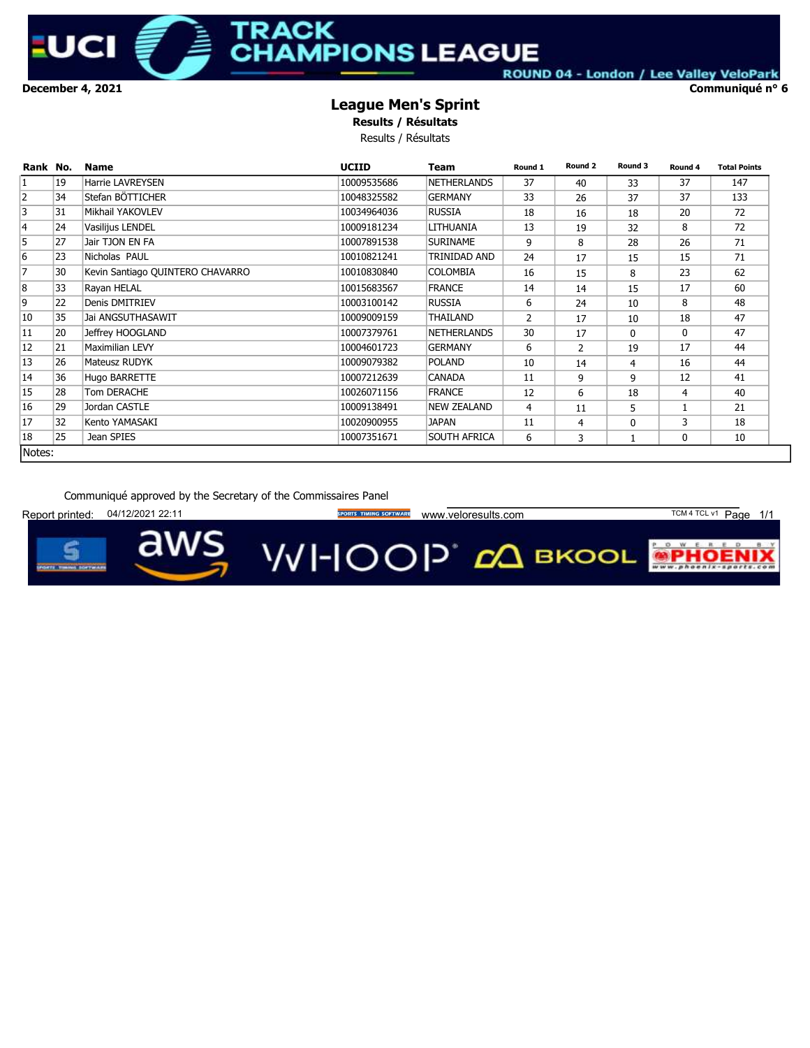UCI TRACK CHAMPIONS LEAGUE

ROUND 04 - London / Lee Valley VeloPark

**December 4, 2021** **Communiqué n° 6**

# League Men's Sprint

**Results / Résultats**

Results / Résultats

| Rank | No. | Name | UCIID | Team | Round 1 | Round 2 | Round 3 | Round 4 | Total Points |
|---|---|---|---|---|---|---|---|---|---|
| 1 | 19 | Harrie LAVREYSEN | 10009535686 | NETHERLANDS | 37 | 40 | 33 | 37 | 147 |
| 2 | 34 | Stefan BÖTTICHER | 10048325582 | GERMANY | 33 | 26 | 37 | 37 | 133 |
| 3 | 31 | Mikhail YAKOVLEV | 10034964036 | RUSSIA | 18 | 16 | 18 | 20 | 72 |
| 4 | 24 | Vasilijus LENDEL | 10009181234 | LITHUANIA | 13 | 19 | 32 | 8 | 72 |
| 5 | 27 | Jair TJON EN FA | 10007891538 | SURINAME | 9 | 8 | 28 | 26 | 71 |
| 6 | 23 | Nicholas PAUL | 10010821241 | TRINIDAD AND | 24 | 17 | 15 | 15 | 71 |
| 7 | 30 | Kevin Santiago QUINTERO CHAVARRO | 10010830840 | COLOMBIA | 16 | 15 | 8 | 23 | 62 |
| 8 | 33 | Rayan HELAL | 10015683567 | FRANCE | 14 | 14 | 15 | 17 | 60 |
| 9 | 22 | Denis DMITRIEV | 10003100142 | RUSSIA | 6 | 24 | 10 | 8 | 48 |
| 10 | 35 | Jai ANGSUTHASAWIT | 10009009159 | THAILAND | 2 | 17 | 10 | 18 | 47 |
| 11 | 20 | Jeffrey HOOGLAND | 10007379761 | NETHERLANDS | 30 | 17 | 0 | 0 | 47 |
| 12 | 21 | Maximilian LEVY | 10004601723 | GERMANY | 6 | 2 | 19 | 17 | 44 |
| 13 | 26 | Mateusz RUDYK | 10009079382 | POLAND | 10 | 14 | 4 | 16 | 44 |
| 14 | 36 | Hugo BARRETTE | 10007212639 | CANADA | 11 | 9 | 9 | 12 | 41 |
| 15 | 28 | Tom DERACHE | 10026071156 | FRANCE | 12 | 6 | 18 | 4 | 40 |
| 16 | 29 | Jordan CASTLE | 10009138491 | NEW ZEALAND | 4 | 11 | 5 | 1 | 21 |
| 17 | 32 | Kento YAMASAKI | 10020900955 | JAPAN | 11 | 4 | 0 | 3 | 18 |
| 18 | 25 | Jean SPIES | 10007351671 | SOUTH AFRICA | 6 | 3 | 1 | 0 | 10 |

Notes:

Communiqué approved by the Secretary of the Commissaires Panel

Report printed: 04/12/2021 22:11 www.veloresults.com TCM 4 TCL v1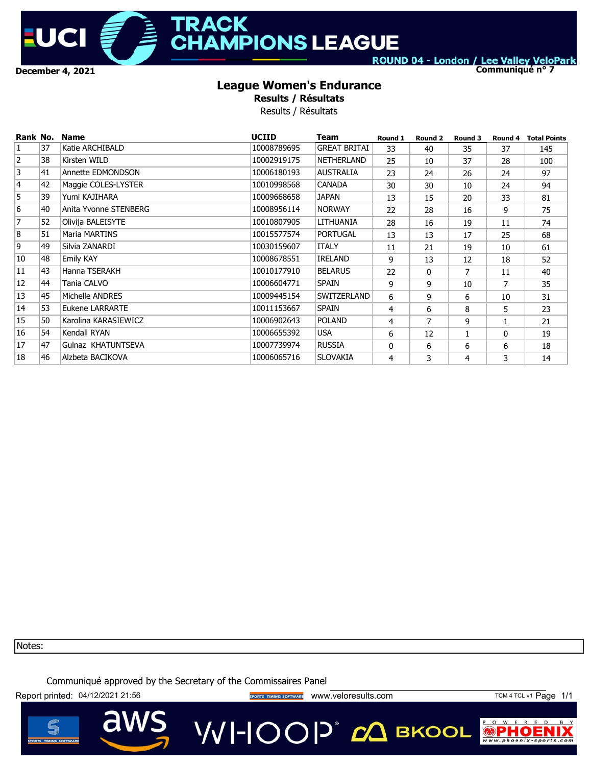UCI TRACK CHAMPIONS LEAGUE

ROUND 04 - London / Lee Valley VeloPark

December 4, 2021

Communiqué n° 7

# League Women's Endurance

**Results / Résultats**

Results / Résultats

| Rank | No. | Name | UCIID | Team | Round 1 | Round 2 | Round 3 | Round 4 | Total Points |
|---|---|---|---|---|---|---|---|---|---|
| 1 | 37 | Katie ARCHIBALD | 10008789695 | GREAT BRITAI | 33 | 40 | 35 | 37 | 145 |
| 2 | 38 | Kirsten WILD | 10002919175 | NETHERLAND | 25 | 10 | 37 | 28 | 100 |
| 3 | 41 | Annette EDMONDSON | 10006180193 | AUSTRALIA | 23 | 24 | 26 | 24 | 97 |
| 4 | 42 | Maggie COLES-LYSTER | 10010998568 | CANADA | 30 | 30 | 10 | 24 | 94 |
| 5 | 39 | Yumi KAJIHARA | 10009668658 | JAPAN | 13 | 15 | 20 | 33 | 81 |
| 6 | 40 | Anita Yvonne STENBERG | 10008956114 | NORWAY | 22 | 28 | 16 | 9 | 75 |
| 7 | 52 | Olivija BALEISYTE | 10010807905 | LITHUANIA | 28 | 16 | 19 | 11 | 74 |
| 8 | 51 | Maria MARTINS | 10015577574 | PORTUGAL | 13 | 13 | 17 | 25 | 68 |
| 9 | 49 | Silvia ZANARDI | 10030159607 | ITALY | 11 | 21 | 19 | 10 | 61 |
| 10 | 48 | Emily KAY | 10008678551 | IRELAND | 9 | 13 | 12 | 18 | 52 |
| 11 | 43 | Hanna TSERAKH | 10010177910 | BELARUS | 22 | 0 | 7 | 11 | 40 |
| 12 | 44 | Tania CALVO | 10006604771 | SPAIN | 9 | 9 | 10 | 7 | 35 |
| 13 | 45 | Michelle ANDRES | 10009445154 | SWITZERLAND | 6 | 9 | 6 | 10 | 31 |
| 14 | 53 | Eukene LARRARTE | 10011153667 | SPAIN | 4 | 6 | 8 | 5 | 23 |
| 15 | 50 | Karolina KARASIEWICZ | 10006902643 | POLAND | 4 | 7 | 9 | 1 | 21 |
| 16 | 54 | Kendall RYAN | 10006655392 | USA | 6 | 12 | 1 | 0 | 19 |
| 17 | 47 | Gulnaz KHATUNTSEVA | 10007739974 | RUSSIA | 0 | 6 | 6 | 6 | 18 |
| 18 | 46 | Alzbeta BACIKOVA | 10006065716 | SLOVAKIA | 4 | 3 | 4 | 3 | 14 |

Notes:

Communiqué approved by the Secretary of the Commissaires Panel

Report printed: 04/12/2021 21:56 www.veloresults.com TCM 4 TCL v1 Page 1/1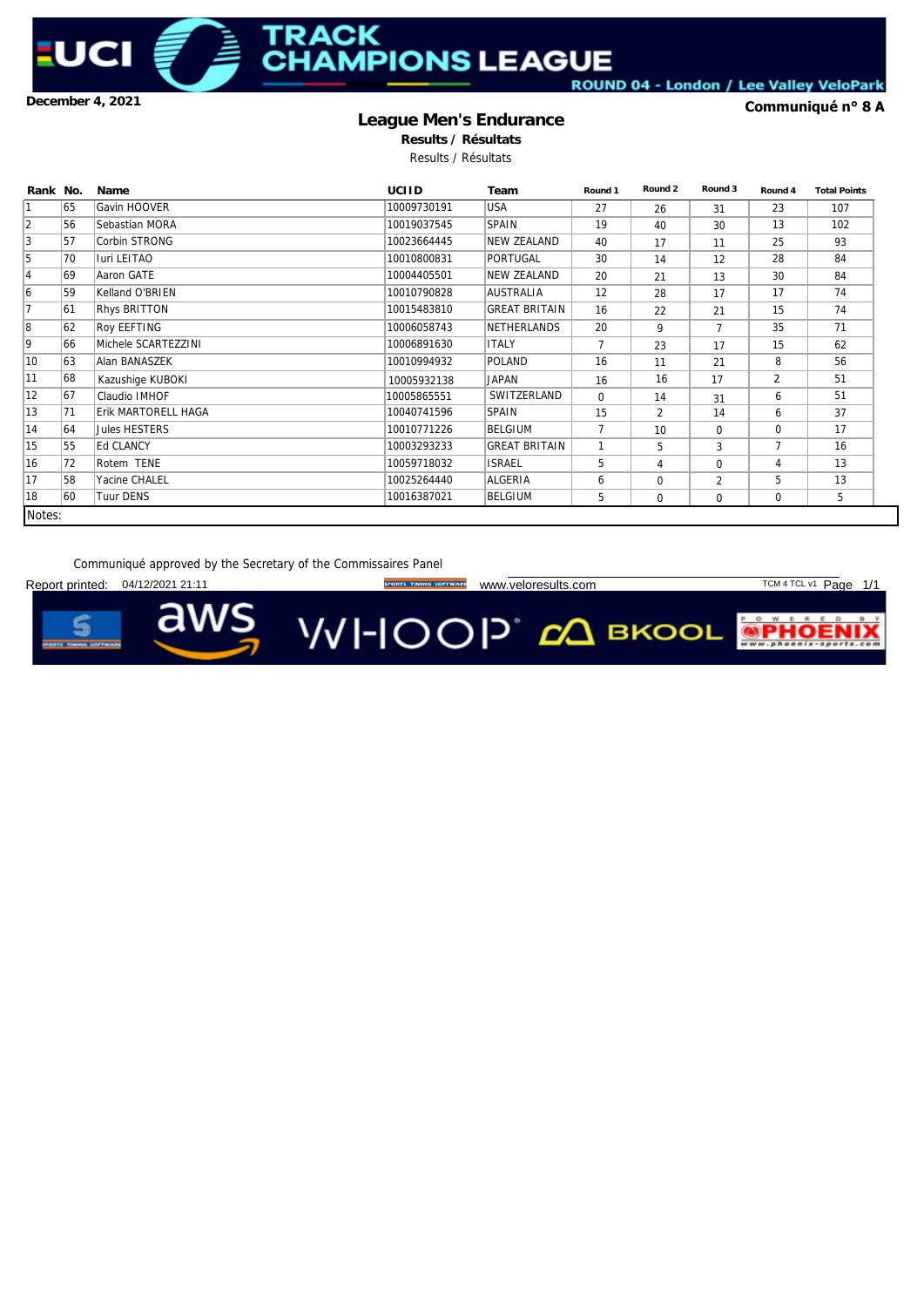December 4, 2021

Communiqué n° 8 A

# League Men's Endurance

**Results / Résultats**

Results / Résultats

| Rank | No. | Name | UCI ID | Team | Round 1 | Round 2 | Round 3 | Round 4 | Total Points |
|---|---|---|---|---|---|---|---|---|---|
| 1 | 65 | Gavin HOOVER | 10009730191 | USA | 27 | 26 | 31 | 23 | 107 |
| 2 | 56 | Sebastian MORA | 10019037545 | SPAIN | 19 | 40 | 30 | 13 | 102 |
| 3 | 57 | Corbin STRONG | 10023664445 | NEW ZEALAND | 40 | 17 | 11 | 25 | 93 |
| 5 | 70 | Iuri LEITAO | 10010800831 | PORTUGAL | 30 | 14 | 12 | 28 | 84 |
| 4 | 69 | Aaron GATE | 10004405501 | NEW ZEALAND | 20 | 21 | 13 | 30 | 84 |
| 6 | 59 | Kelland O'BRIEN | 10010790828 | AUSTRALIA | 12 | 28 | 17 | 17 | 74 |
| 7 | 61 | Rhys BRITTON | 10015483810 | GREAT BRITAIN | 16 | 22 | 21 | 15 | 74 |
| 8 | 62 | Roy EEFTING | 10006058743 | NETHERLANDS | 20 | 9 | 7 | 35 | 71 |
| 9 | 66 | Michele SCARTEZZINI | 10006891630 | ITALY | 7 | 23 | 17 | 15 | 62 |
| 10 | 63 | Alan BANASZEK | 10010994932 | POLAND | 16 | 11 | 21 | 8 | 56 |
| 11 | 68 | Kazushige KUBOKI | 10005932138 | JAPAN | 16 | 16 | 17 | 2 | 51 |
| 12 | 67 | Claudio IMHOF | 10005865551 | SWITZERLAND | 0 | 14 | 31 | 6 | 51 |
| 13 | 71 | Erik MARTORELL HAGA | 10040741596 | SPAIN | 15 | 2 | 14 | 6 | 37 |
| 14 | 64 | Jules HESTERS | 10010771226 | BELGIUM | 7 | 10 | 0 | 0 | 17 |
| 15 | 55 | Ed CLANCY | 10003293233 | GREAT BRITAIN | 1 | 5 | 3 | 7 | 16 |
| 16 | 72 | Rotem TENE | 10059718032 | ISRAEL | 5 | 4 | 0 | 4 | 13 |
| 17 | 58 | Yacine CHALEL | 10025264440 | ALGERIA | 6 | 0 | 2 | 5 | 13 |
| 18 | 60 | Tuur DENS | 10016387021 | BELGIUM | 5 | 0 | 0 | 0 | 5 |

Notes:

Communiqué approved by the Secretary of the Commissaires Panel

Report printed: 04/12/2021 21:11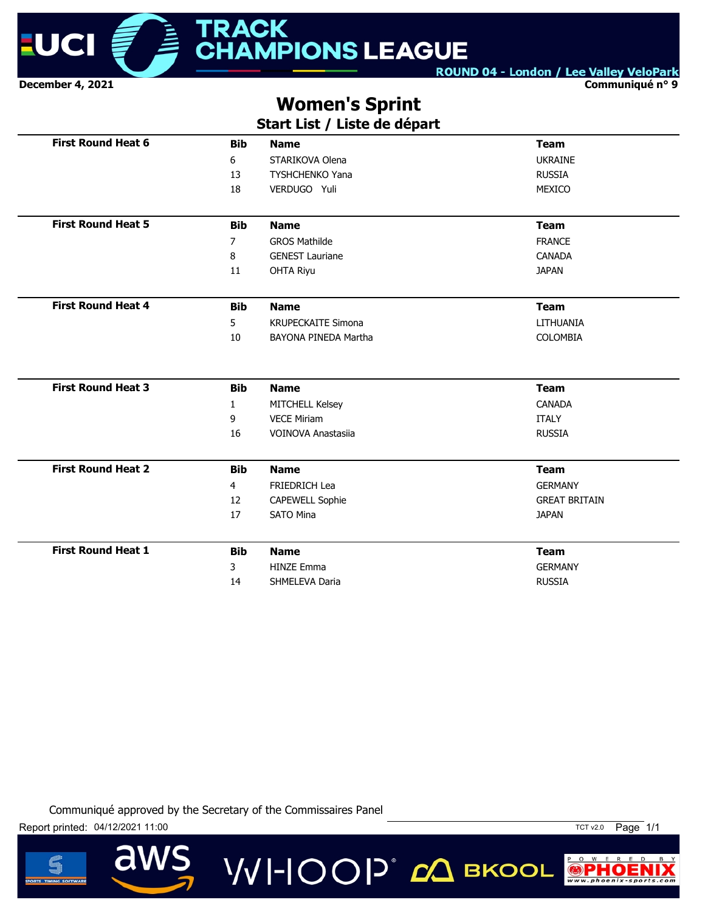December 4, 2021

ROUND 04 - London / Lee Valley VeloPark

Communiqué n° 9

# Women's Sprint

## Start List / Liste de départ

**First Round Heat 6**

| Bib | Name | Team |
|---|---|---|
| 6 | STARIKOVA Olena | UKRAINE |
| 13 | TYSHCHENKO Yana | RUSSIA |
| 18 | VERDUGO Yuli | MEXICO |

**First Round Heat 5**

| Bib | Name | Team |
|---|---|---|
| 7 | GROS Mathilde | FRANCE |
| 8 | GENEST Lauriane | CANADA |
| 11 | OHTA Riyu | JAPAN |

**First Round Heat 4**

| Bib | Name | Team |
|---|---|---|
| 5 | KRUPECKAITE Simona | LITHUANIA |
| 10 | BAYONA PINEDA Martha | COLOMBIA |

**First Round Heat 3**

| Bib | Name | Team |
|---|---|---|
| 1 | MITCHELL Kelsey | CANADA |
| 9 | VECE Miriam | ITALY |
| 16 | VOINOVA Anastasiia | RUSSIA |

**First Round Heat 2**

| Bib | Name | Team |
|---|---|---|
| 4 | FRIEDRICH Lea | GERMANY |
| 12 | CAPEWELL Sophie | GREAT BRITAIN |
| 17 | SATO Mina | JAPAN |

**First Round Heat 1**

| Bib | Name | Team |
|---|---|---|
| 3 | HINZE Emma | GERMANY |
| 14 | SHMELEVA Daria | RUSSIA |

Communiqué approved by the Secretary of the Commissaires Panel

Report printed: 04/12/2021 11:00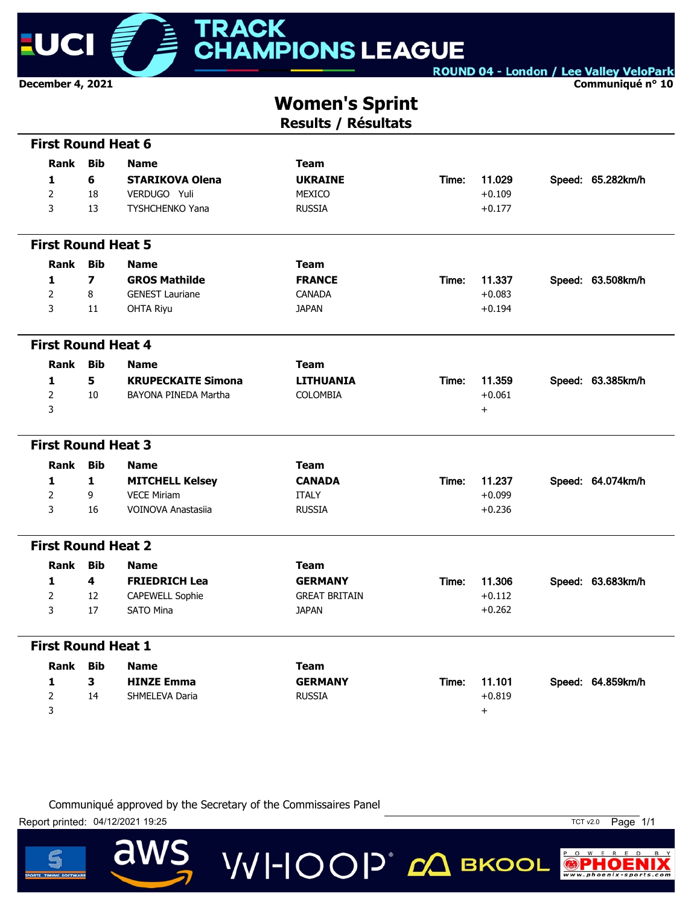December 4, 2021

ROUND 04 - London / Lee Valley VeloPark

Communiqué n° 10

# Women's Sprint
## Results / Résultats

### First Round Heat 6

| Rank | Bib | Name | Team | | Time | | Speed |
|---|---|---|---|---|---|---|---|
| **1** | **6** | **STARIKOVA Olena** | **UKRAINE** | Time: | 11.029 | Speed: | 65.282km/h |
| 2 | 18 | VERDUGO Yuli | MEXICO | | +0.109 | | |
| 3 | 13 | TYSHCHENKO Yana | RUSSIA | | +0.177 | | |

### First Round Heat 5

| Rank | Bib | Name | Team | | Time | | Speed |
|---|---|---|---|---|---|---|---|
| **1** | **7** | **GROS Mathilde** | **FRANCE** | Time: | 11.337 | Speed: | 63.508km/h |
| 2 | 8 | GENEST Lauriane | CANADA | | +0.083 | | |
| 3 | 11 | OHTA Riyu | JAPAN | | +0.194 | | |

### First Round Heat 4

| Rank | Bib | Name | Team | | Time | | Speed |
|---|---|---|---|---|---|---|---|
| **1** | **5** | **KRUPECKAITE Simona** | **LITHUANIA** | Time: | 11.359 | Speed: | 63.385km/h |
| 2 | 10 | BAYONA PINEDA Martha | COLOMBIA | | +0.061 | | |
| 3 | | | | | + | | |

### First Round Heat 3

| Rank | Bib | Name | Team | | Time | | Speed |
|---|---|---|---|---|---|---|---|
| **1** | **1** | **MITCHELL Kelsey** | **CANADA** | Time: | 11.237 | Speed: | 64.074km/h |
| 2 | 9 | VECE Miriam | ITALY | | +0.099 | | |
| 3 | 16 | VOINOVA Anastasiia | RUSSIA | | +0.236 | | |

### First Round Heat 2

| Rank | Bib | Name | Team | | Time | | Speed |
|---|---|---|---|---|---|---|---|
| **1** | **4** | **FRIEDRICH Lea** | **GERMANY** | Time: | 11.306 | Speed: | 63.683km/h |
| 2 | 12 | CAPEWELL Sophie | GREAT BRITAIN | | +0.112 | | |
| 3 | 17 | SATO Mina | JAPAN | | +0.262 | | |

### First Round Heat 1

| Rank | Bib | Name | Team | | Time | | Speed |
|---|---|---|---|---|---|---|---|
| **1** | **3** | **HINZE Emma** | **GERMANY** | Time: | 11.101 | Speed: | 64.859km/h |
| 2 | 14 | SHMELEVA Daria | RUSSIA | | +0.819 | | |
| 3 | | | | | + | | |

Communiqué approved by the Secretary of the Commissaires Panel

Report printed: 04/12/2021 19:25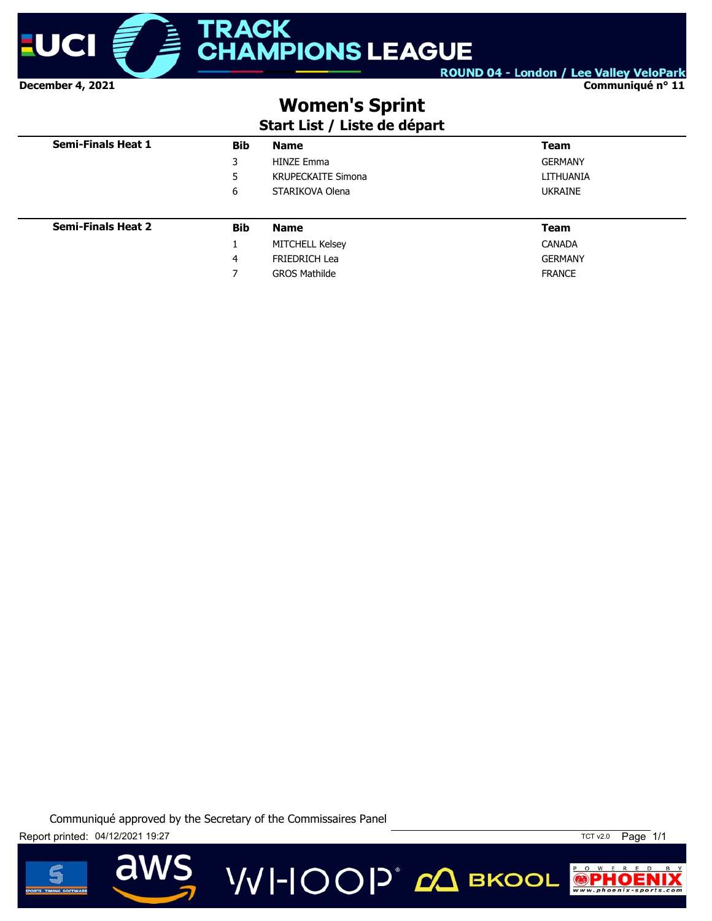December 4, 2021

ROUND 04 - London / Lee Valley VeloPark

Communiqué n° 11

# Women's Sprint

## Start List / Liste de départ

| Semi-Finals Heat 1 | Bib | Name | Team |
|---|---|---|---|
| | 3 | HINZE Emma | GERMANY |
| | 5 | KRUPECKAITE Simona | LITHUANIA |
| | 6 | STARIKOVA Olena | UKRAINE |

| Semi-Finals Heat 2 | Bib | Name | Team |
|---|---|---|---|
| | 1 | MITCHELL Kelsey | CANADA |
| | 4 | FRIEDRICH Lea | GERMANY |
| | 7 | GROS Mathilde | FRANCE |

Communiqué approved by the Secretary of the Commissaires Panel

Report printed: 04/12/2021 19:27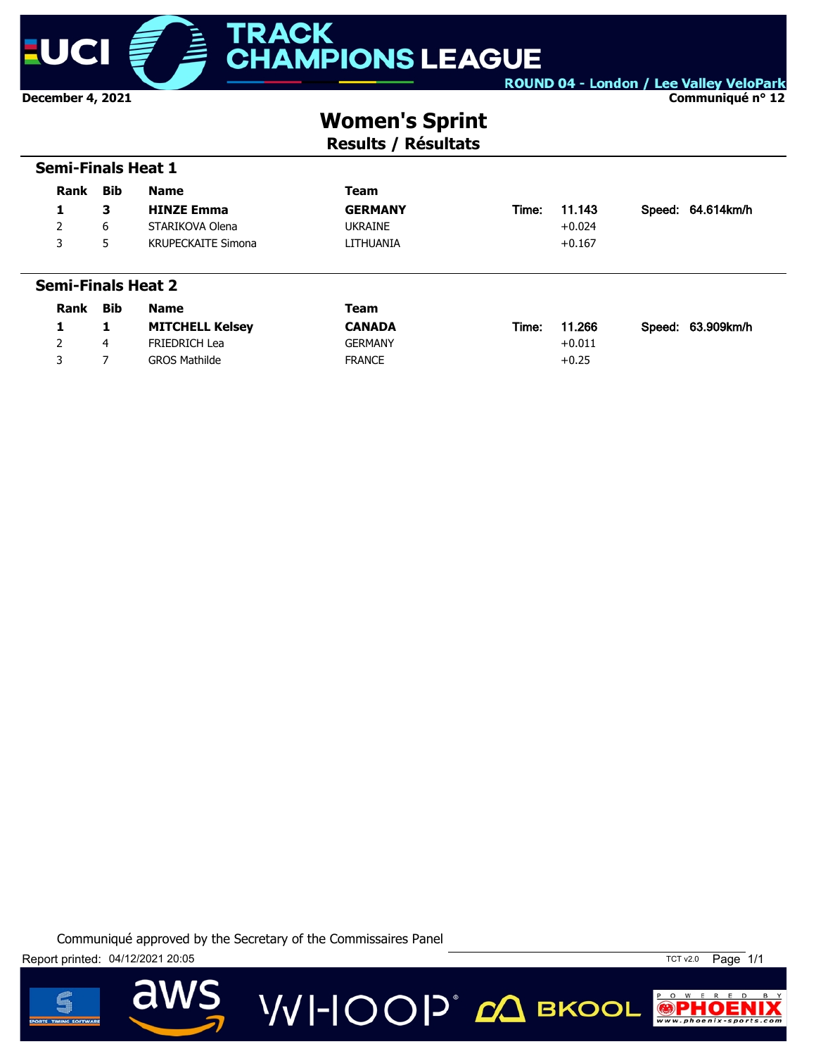UCI TRACK CHAMPIONS LEAGUE

ROUND 04 - London / Lee Valley VeloPark

December 4, 2021

Communiqué n° 12

# Women's Sprint

## Results / Résultats

### Semi-Finals Heat 1

| Rank | Bib | Name | Team | | Time | | Speed |
|---|---|---|---|---|---|---|---|
| **1** | **3** | **HINZE Emma** | **GERMANY** | Time: | 11.143 | Speed: | 64.614km/h |
| 2 | 6 | STARIKOVA Olena | UKRAINE | | +0.024 | | |
| 3 | 5 | KRUPECKAITE Simona | LITHUANIA | | +0.167 | | |

### Semi-Finals Heat 2

| Rank | Bib | Name | Team | | Time | | Speed |
|---|---|---|---|---|---|---|---|
| **1** | **1** | **MITCHELL Kelsey** | **CANADA** | Time: | 11.266 | Speed: | 63.909km/h |
| 2 | 4 | FRIEDRICH Lea | GERMANY | | +0.011 | | |
| 3 | 7 | GROS Mathilde | FRANCE | | +0.25 | | |

Communiqué approved by the Secretary of the Commissaires Panel

Report printed: 04/12/2021 20:05

TCT v2.0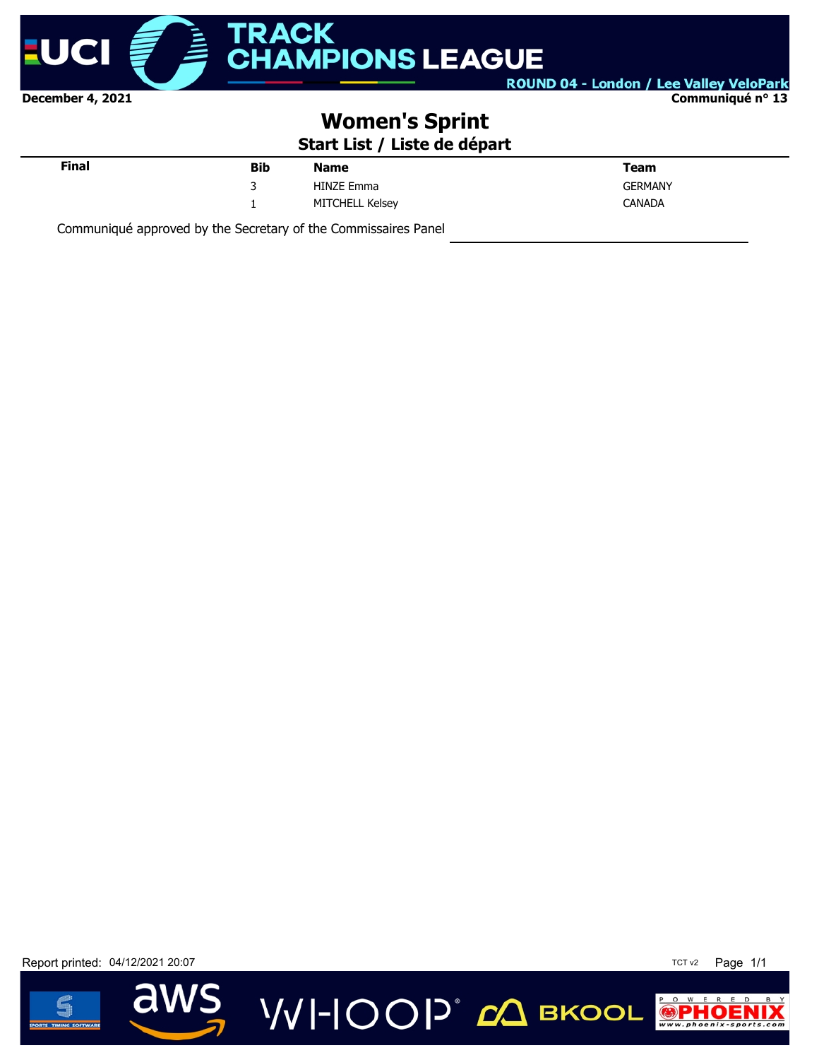UCI TRACK CHAMPIONS LEAGUE

ROUND 04 - London / Lee Valley VeloPark

December 4, 2021

Communiqué n° 13

# Women's Sprint

## Start List / Liste de départ

| Final | Bib | Name | Team |
|---|---|---|---|
| | 3 | HINZE Emma | GERMANY |
| | 1 | MITCHELL Kelsey | CANADA |

Communiqué approved by the Secretary of the Commissaires Panel

Report printed: 04/12/2021 20:07

TCT v2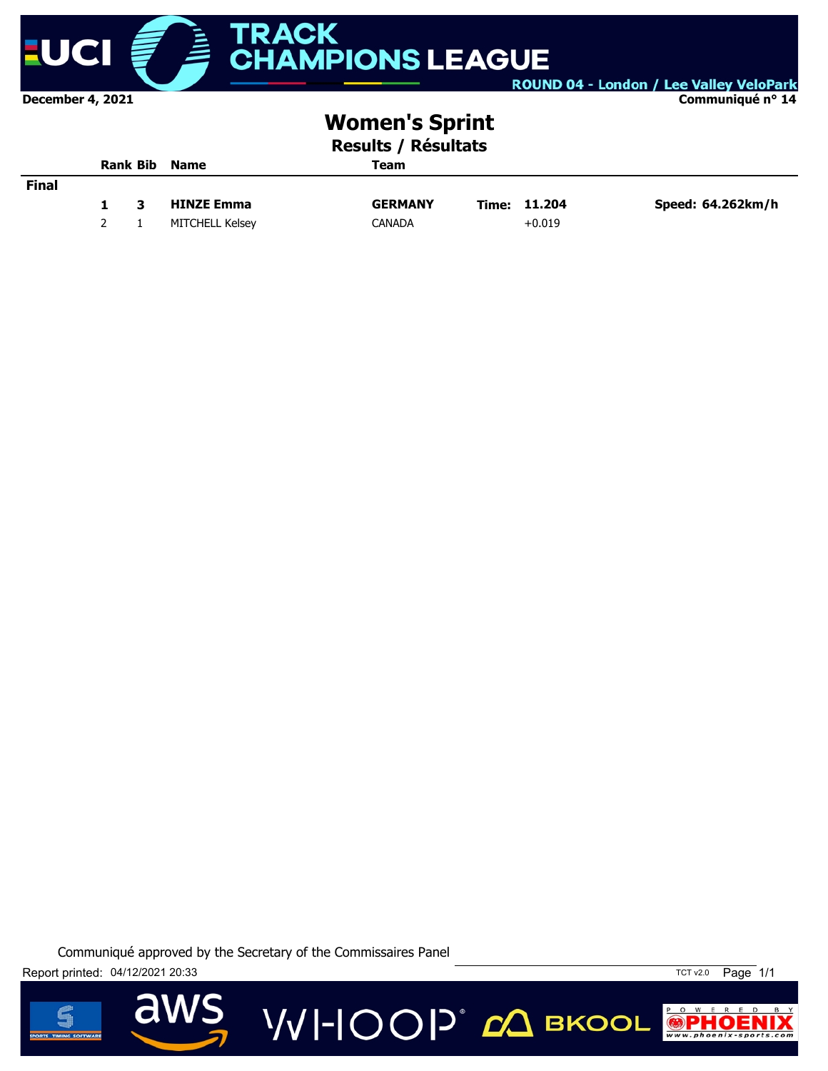December 4, 2021

ROUND 04 - London / Lee Valley VeloPark

Communiqué n° 14

# Women's Sprint

## Results / Résultats

| | Rank | Bib | Name | Team | | | |
|---|---|---|---|---|---|---|---|
| **Final** | | | | | | | |
| | **1** | **3** | **HINZE Emma** | **GERMANY** | **Time:** | **11.204** | **Speed: 64.262km/h** |
| | 2 | 1 | MITCHELL Kelsey | CANADA | | +0.019 | |

Communiqué approved by the Secretary of the Commissaires Panel

Report printed: 04/12/2021 20:33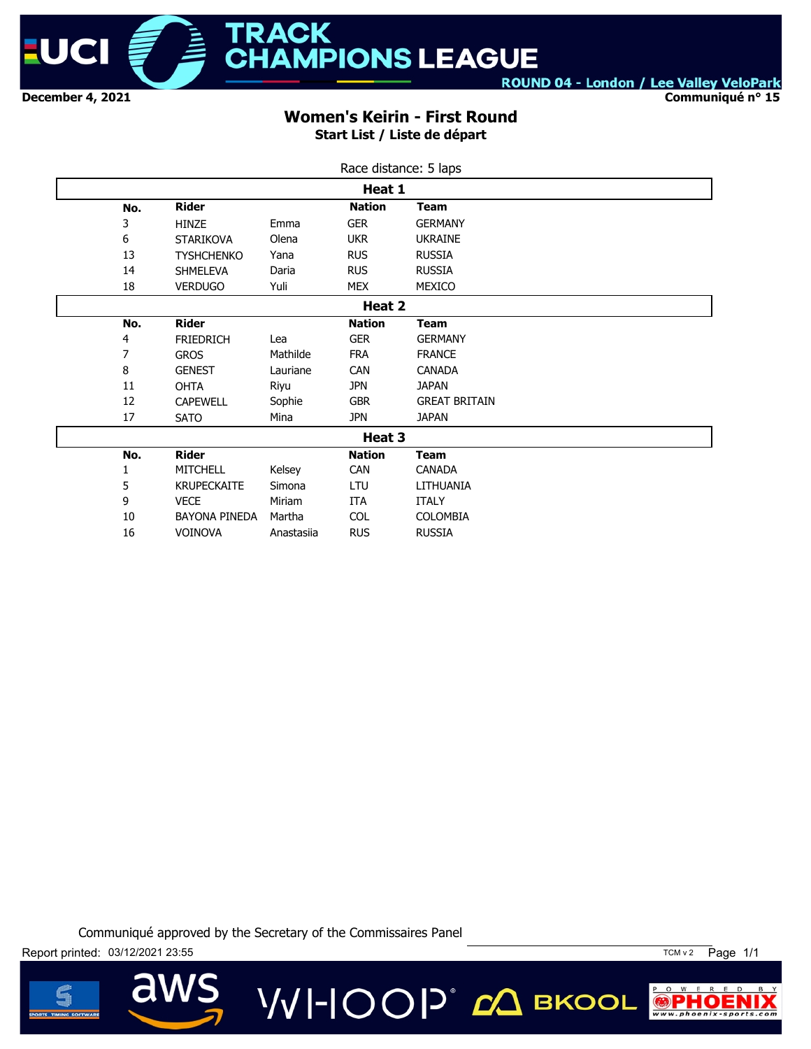December 4, 2021

ROUND 04 - London / Lee Valley VeloPark

Communiqué n° 15

# Women's Keirin - First Round

## Start List / Liste de départ

Race distance: 5 laps

### Heat 1

| No. | Rider | | Nation | Team |
|---|---|---|---|---|
| 3 | HINZE | Emma | GER | GERMANY |
| 6 | STARIKOVA | Olena | UKR | UKRAINE |
| 13 | TYSHCHENKO | Yana | RUS | RUSSIA |
| 14 | SHMELEVA | Daria | RUS | RUSSIA |
| 18 | VERDUGO | Yuli | MEX | MEXICO |

### Heat 2

| No. | Rider | | Nation | Team |
|---|---|---|---|---|
| 4 | FRIEDRICH | Lea | GER | GERMANY |
| 7 | GROS | Mathilde | FRA | FRANCE |
| 8 | GENEST | Lauriane | CAN | CANADA |
| 11 | OHTA | Riyu | JPN | JAPAN |
| 12 | CAPEWELL | Sophie | GBR | GREAT BRITAIN |
| 17 | SATO | Mina | JPN | JAPAN |

### Heat 3

| No. | Rider | | Nation | Team |
|---|---|---|---|---|
| 1 | MITCHELL | Kelsey | CAN | CANADA |
| 5 | KRUPECKAITE | Simona | LTU | LITHUANIA |
| 9 | VECE | Miriam | ITA | ITALY |
| 10 | BAYONA PINEDA | Martha | COL | COLOMBIA |
| 16 | VOINOVA | Anastasiia | RUS | RUSSIA |

Communiqué approved by the Secretary of the Commissaires Panel

Report printed: 03/12/2021 23:55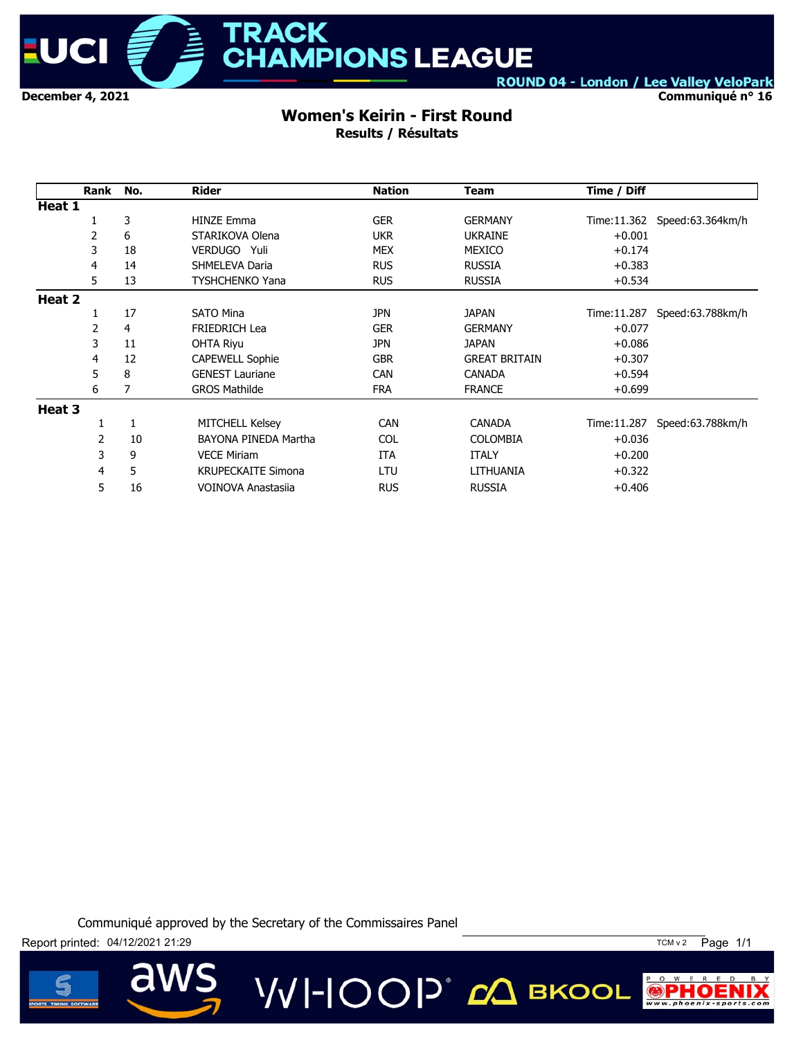**UCI TRACK CHAMPIONS LEAGUE**

**ROUND 04 - London / Lee Valley VeloPark**

**December 4, 2021** | **Communiqué n° 16**

# Women's Keirin - First Round

**Results / Résultats**

| Rank | No. | Rider | Nation | Team | Time / Diff | |
|---|---|---|---|---|---|---|
| **Heat 1** | | | | | | |
| 1 | 3 | HINZE Emma | GER | GERMANY | Time:11.362 | Speed:63.364km/h |
| 2 | 6 | STARIKOVA Olena | UKR | UKRAINE | +0.001 | |
| 3 | 18 | VERDUGO Yuli | MEX | MEXICO | +0.174 | |
| 4 | 14 | SHMELEVA Daria | RUS | RUSSIA | +0.383 | |
| 5 | 13 | TYSHCHENKO Yana | RUS | RUSSIA | +0.534 | |
| **Heat 2** | | | | | | |
| 1 | 17 | SATO Mina | JPN | JAPAN | Time:11.287 | Speed:63.788km/h |
| 2 | 4 | FRIEDRICH Lea | GER | GERMANY | +0.077 | |
| 3 | 11 | OHTA Riyu | JPN | JAPAN | +0.086 | |
| 4 | 12 | CAPEWELL Sophie | GBR | GREAT BRITAIN | +0.307 | |
| 5 | 8 | GENEST Lauriane | CAN | CANADA | +0.594 | |
| 6 | 7 | GROS Mathilde | FRA | FRANCE | +0.699 | |
| **Heat 3** | | | | | | |
| 1 | 1 | MITCHELL Kelsey | CAN | CANADA | Time:11.287 | Speed:63.788km/h |
| 2 | 10 | BAYONA PINEDA Martha | COL | COLOMBIA | +0.036 | |
| 3 | 9 | VECE Miriam | ITA | ITALY | +0.200 | |
| 4 | 5 | KRUPECKAITE Simona | LTU | LITHUANIA | +0.322 | |
| 5 | 16 | VOINOVA Anastasiia | RUS | RUSSIA | +0.406 | |

Communiqué approved by the Secretary of the Commissaires Panel

Report printed: 04/12/2021 21:29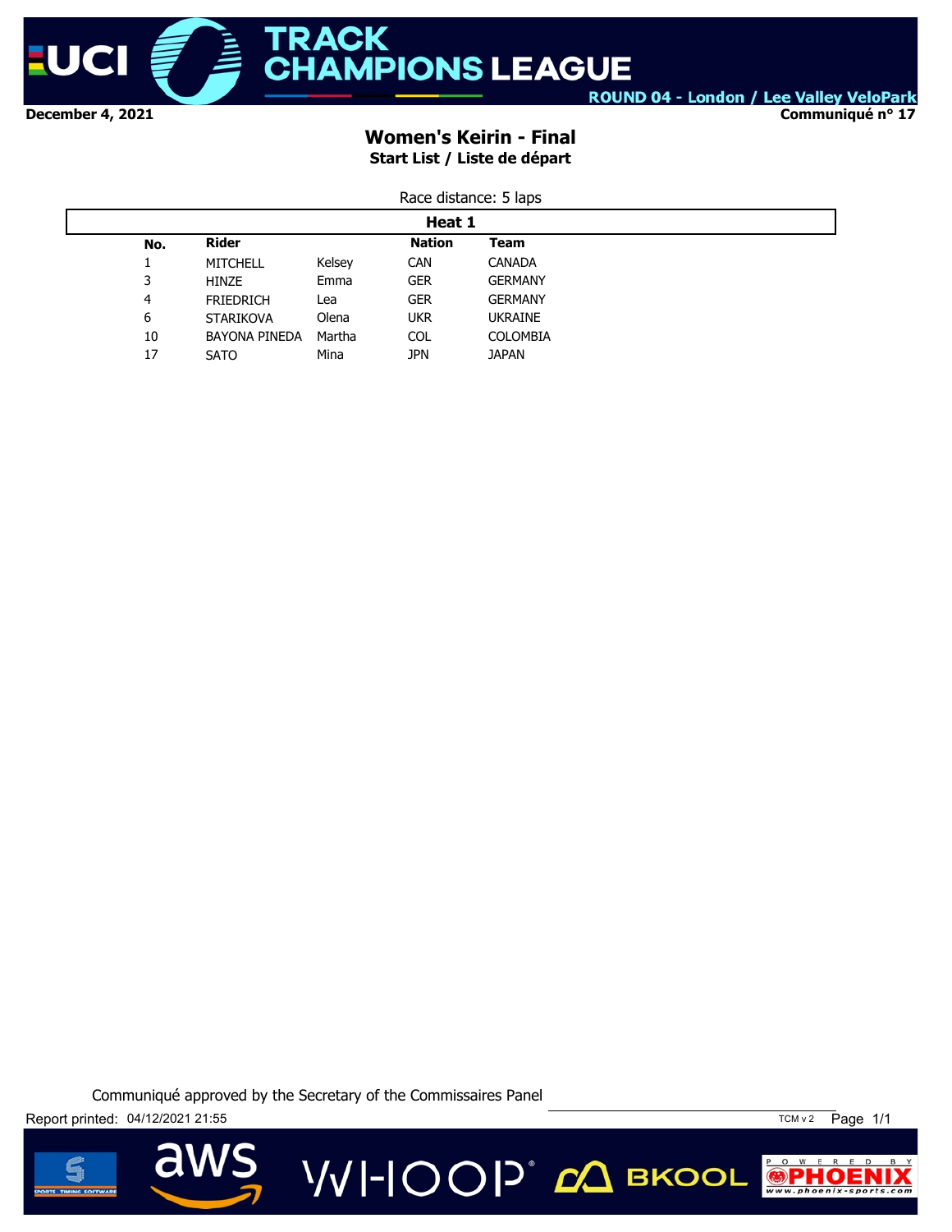**UCI TRACK CHAMPIONS LEAGUE**

**ROUND 04 - London / Lee Valley VeloPark**

**December 4, 2021**

**Communiqué n° 17**

# Women's Keirin - Final

## Start List / Liste de départ

Race distance: 5 laps

**Heat 1**

| No. | Rider | | Nation | Team |
|---|---|---|---|---|
| 1 | MITCHELL | Kelsey | CAN | CANADA |
| 3 | HINZE | Emma | GER | GERMANY |
| 4 | FRIEDRICH | Lea | GER | GERMANY |
| 6 | STARIKOVA | Olena | UKR | UKRAINE |
| 10 | BAYONA PINEDA | Martha | COL | COLOMBIA |
| 17 | SATO | Mina | JPN | JAPAN |

Communiqué approved by the Secretary of the Commissaires Panel

Report printed: 04/12/2021 21:55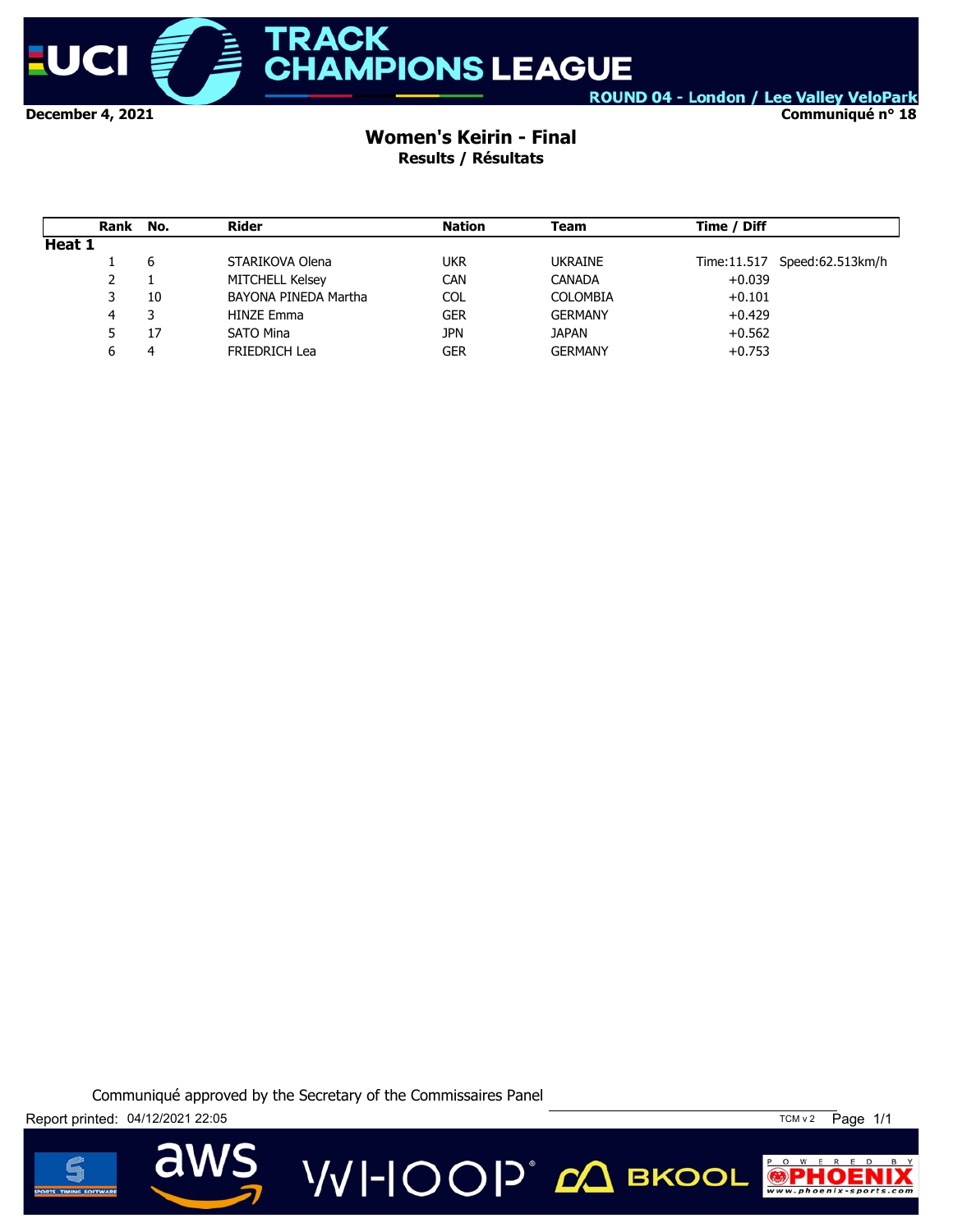UCI TRACK CHAMPIONS LEAGUE

ROUND 04 - London / Lee Valley VeloPark

December 4, 2021

Communiqué n° 18

# Women's Keirin - Final

## Results / Résultats

| Rank | No. | Rider | Nation | Team | Time / Diff | |
|---|---|---|---|---|---|---|
| **Heat 1** | | | | | | |
| 1 | 6 | STARIKOVA Olena | UKR | UKRAINE | Time:11.517 | Speed:62.513km/h |
| 2 | 1 | MITCHELL Kelsey | CAN | CANADA | +0.039 | |
| 3 | 10 | BAYONA PINEDA Martha | COL | COLOMBIA | +0.101 | |
| 4 | 3 | HINZE Emma | GER | GERMANY | +0.429 | |
| 5 | 17 | SATO Mina | JPN | JAPAN | +0.562 | |
| 6 | 4 | FRIEDRICH Lea | GER | GERMANY | +0.753 | |

Communiqué approved by the Secretary of the Commissaires Panel

Report printed: 04/12/2021 22:05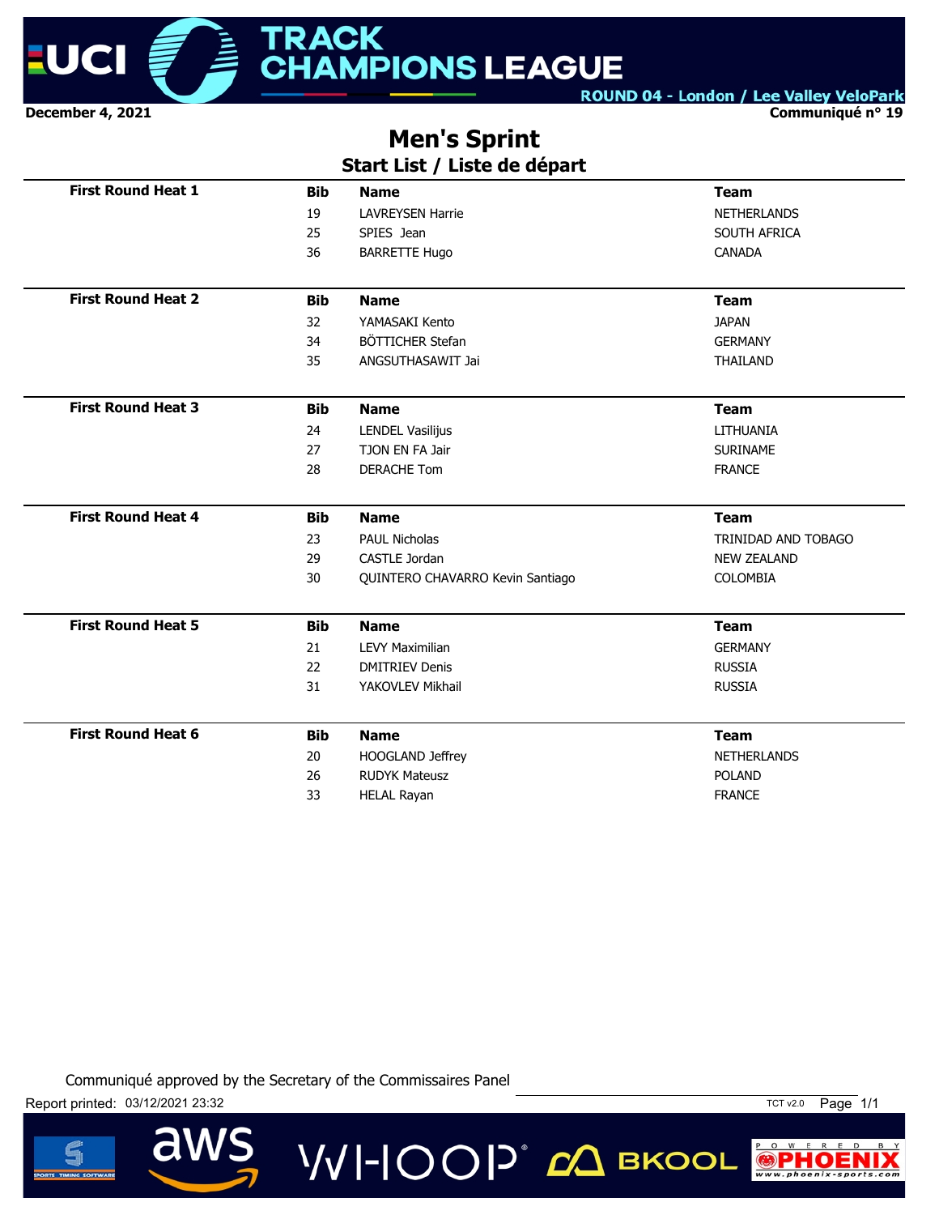UCI TRACK CHAMPIONS LEAGUE

ROUND 04 - London / Lee Valley VeloPark

December 4, 2021

Communiqué n° 19

# Men's Sprint

## Start List / Liste de départ

| First Round Heat 1 | Bib | Name | Team |
|---|---|---|---|
| | 19 | LAVREYSEN Harrie | NETHERLANDS |
| | 25 | SPIES Jean | SOUTH AFRICA |
| | 36 | BARRETTE Hugo | CANADA |

| First Round Heat 2 | Bib | Name | Team |
|---|---|---|---|
| | 32 | YAMASAKI Kento | JAPAN |
| | 34 | BÖTTICHER Stefan | GERMANY |
| | 35 | ANGSUTHASAWIT Jai | THAILAND |

| First Round Heat 3 | Bib | Name | Team |
|---|---|---|---|
| | 24 | LENDEL Vasilijus | LITHUANIA |
| | 27 | TJON EN FA Jair | SURINAME |
| | 28 | DERACHE Tom | FRANCE |

| First Round Heat 4 | Bib | Name | Team |
|---|---|---|---|
| | 23 | PAUL Nicholas | TRINIDAD AND TOBAGO |
| | 29 | CASTLE Jordan | NEW ZEALAND |
| | 30 | QUINTERO CHAVARRO Kevin Santiago | COLOMBIA |

| First Round Heat 5 | Bib | Name | Team |
|---|---|---|---|
| | 21 | LEVY Maximilian | GERMANY |
| | 22 | DMITRIEV Denis | RUSSIA |
| | 31 | YAKOVLEV Mikhail | RUSSIA |

| First Round Heat 6 | Bib | Name | Team |
|---|---|---|---|
| | 20 | HOOGLAND Jeffrey | NETHERLANDS |
| | 26 | RUDYK Mateusz | POLAND |
| | 33 | HELAL Rayan | FRANCE |

Communiqué approved by the Secretary of the Commissaires Panel

Report printed: 03/12/2021 23:32

TCT v2.0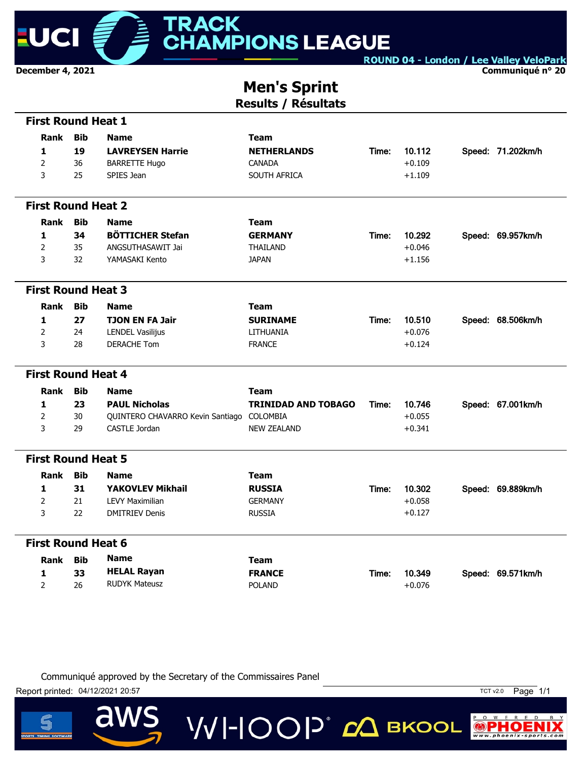**UCI TRACK CHAMPIONS LEAGUE**

ROUND 04 - London / Lee Valley VeloPark

December 4, 2021

Communiqué n° 20

# Men's Sprint

## Results / Résultats

### First Round Heat 1

| Rank | Bib | Name | Team | | Time | | Speed |
|---|---|---|---|---|---|---|---|
| **1** | **19** | **LAVREYSEN Harrie** | **NETHERLANDS** | Time: | **10.112** | Speed: | **71.202km/h** |
| 2 | 36 | BARRETTE Hugo | CANADA | | +0.109 | | |
| 3 | 25 | SPIES Jean | SOUTH AFRICA | | +1.109 | | |

### First Round Heat 2

| Rank | Bib | Name | Team | | Time | | Speed |
|---|---|---|---|---|---|---|---|
| **1** | **34** | **BÖTTICHER Stefan** | **GERMANY** | Time: | **10.292** | Speed: | **69.957km/h** |
| 2 | 35 | ANGSUTHASAWIT Jai | THAILAND | | +0.046 | | |
| 3 | 32 | YAMASAKI Kento | JAPAN | | +1.156 | | |

### First Round Heat 3

| Rank | Bib | Name | Team | | Time | | Speed |
|---|---|---|---|---|---|---|---|
| **1** | **27** | **TJON EN FA Jair** | **SURINAME** | Time: | **10.510** | Speed: | **68.506km/h** |
| 2 | 24 | LENDEL Vasilijus | LITHUANIA | | +0.076 | | |
| 3 | 28 | DERACHE Tom | FRANCE | | +0.124 | | |

### First Round Heat 4

| Rank | Bib | Name | Team | | Time | | Speed |
|---|---|---|---|---|---|---|---|
| **1** | **23** | **PAUL Nicholas** | **TRINIDAD AND TOBAGO** | Time: | **10.746** | Speed: | **67.001km/h** |
| 2 | 30 | QUINTERO CHAVARRO Kevin Santiago | COLOMBIA | | +0.055 | | |
| 3 | 29 | CASTLE Jordan | NEW ZEALAND | | +0.341 | | |

### First Round Heat 5

| Rank | Bib | Name | Team | | Time | | Speed |
|---|---|---|---|---|---|---|---|
| **1** | **31** | **YAKOVLEV Mikhail** | **RUSSIA** | Time: | **10.302** | Speed: | **69.889km/h** |
| 2 | 21 | LEVY Maximilian | GERMANY | | +0.058 | | |
| 3 | 22 | DMITRIEV Denis | RUSSIA | | +0.127 | | |

### First Round Heat 6

| Rank | Bib | Name | Team | | Time | | Speed |
|---|---|---|---|---|---|---|---|
| **1** | **33** | **HELAL Rayan** | **FRANCE** | Time: | **10.349** | Speed: | **69.571km/h** |
| 2 | 26 | RUDYK Mateusz | POLAND | | +0.076 | | |

Communiqué approved by the Secretary of the Commissaires Panel

Report printed: 04/12/2021 20:57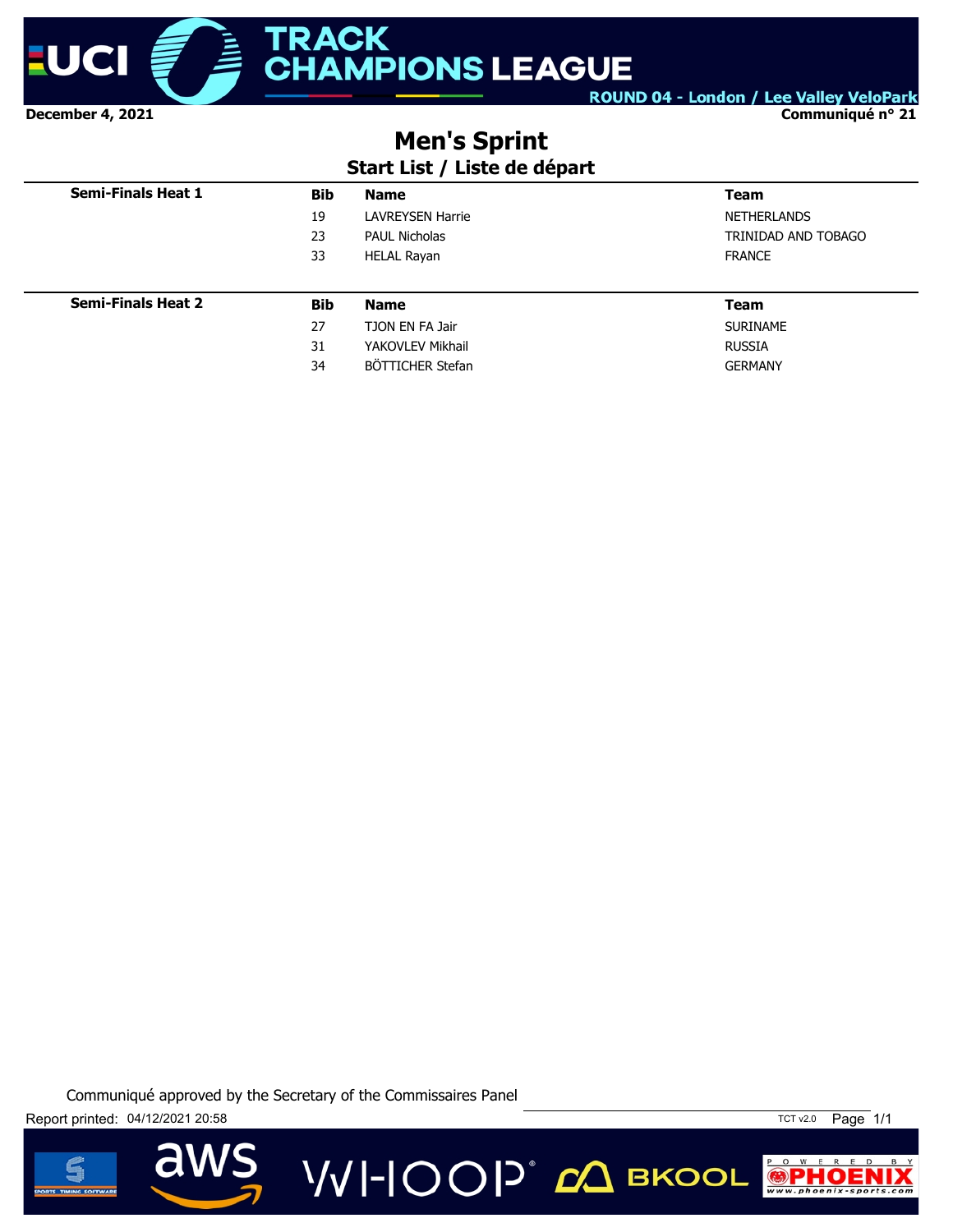**UCI TRACK CHAMPIONS LEAGUE**

**ROUND 04 - London / Lee Valley VeloPark**

**December 4, 2021** **Communiqué n° 21**

# Men's Sprint

## Start List / Liste de départ

| Semi-Finals Heat 1 | Bib | Name | Team |
|---|---|---|---|
| | 19 | LAVREYSEN Harrie | NETHERLANDS |
| | 23 | PAUL Nicholas | TRINIDAD AND TOBAGO |
| | 33 | HELAL Rayan | FRANCE |

| Semi-Finals Heat 2 | Bib | Name | Team |
|---|---|---|---|
| | 27 | TJON EN FA Jair | SURINAME |
| | 31 | YAKOVLEV Mikhail | RUSSIA |
| | 34 | BÖTTICHER Stefan | GERMANY |

Communiqué approved by the Secretary of the Commissaires Panel

Report printed: 04/12/2021 20:58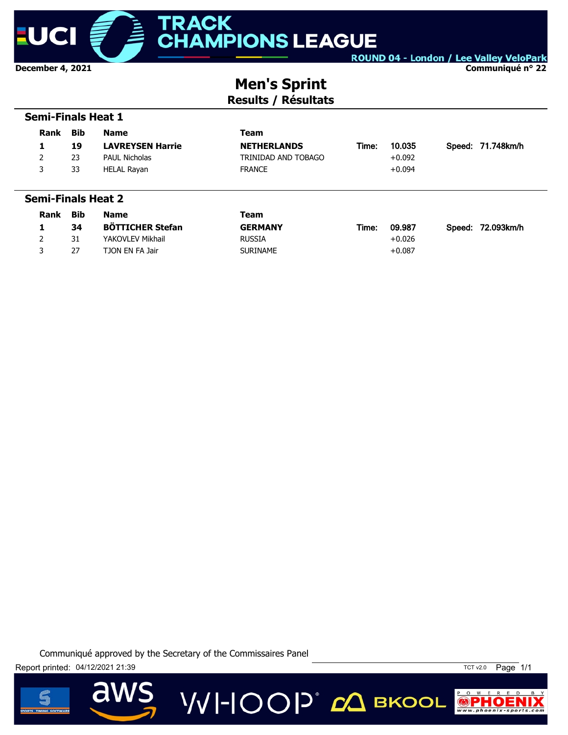UCI TRACK CHAMPIONS LEAGUE

ROUND 04 - London / Lee Valley VeloPark

December 4, 2021

Communiqué n° 22

# Men's Sprint

## Results / Résultats

### Semi-Finals Heat 1

| Rank | Bib | Name | Team | | Time | | Speed |
|---|---|---|---|---|---|---|---|
| **1** | **19** | **LAVREYSEN Harrie** | **NETHERLANDS** | Time: | 10.035 | Speed: | 71.748km/h |
| 2 | 23 | PAUL Nicholas | TRINIDAD AND TOBAGO | | +0.092 | | |
| 3 | 33 | HELAL Rayan | FRANCE | | +0.094 | | |

### Semi-Finals Heat 2

| Rank | Bib | Name | Team | | Time | | Speed |
|---|---|---|---|---|---|---|---|
| **1** | **34** | **BÖTTICHER Stefan** | **GERMANY** | Time: | 09.987 | Speed: | 72.093km/h |
| 2 | 31 | YAKOVLEV Mikhail | RUSSIA | | +0.026 | | |
| 3 | 27 | TJON EN FA Jair | SURINAME | | +0.087 | | |

Communiqué approved by the Secretary of the Commissaires Panel

Report printed: 04/12/2021 21:39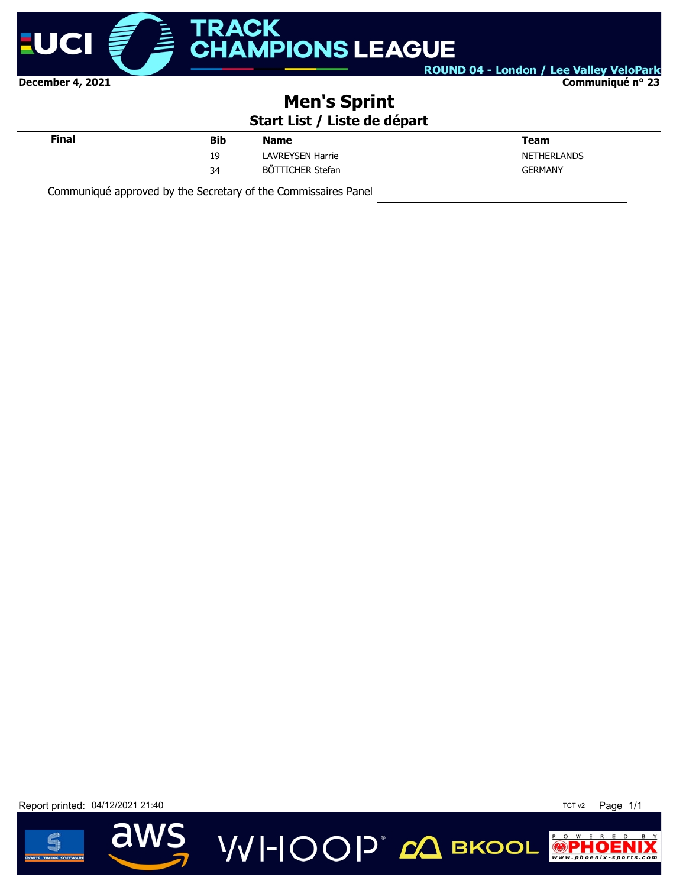December 4, 2021

Communiqué n° 23

# Men's Sprint

## Start List / Liste de départ

| Final | Bib | Name | Team |
|---|---|---|---|
| | 19 | LAVREYSEN Harrie | NETHERLANDS |
| | 34 | BÖTTICHER Stefan | GERMANY |

Communiqué approved by the Secretary of the Commissaires Panel

Report printed: 04/12/2021 21:40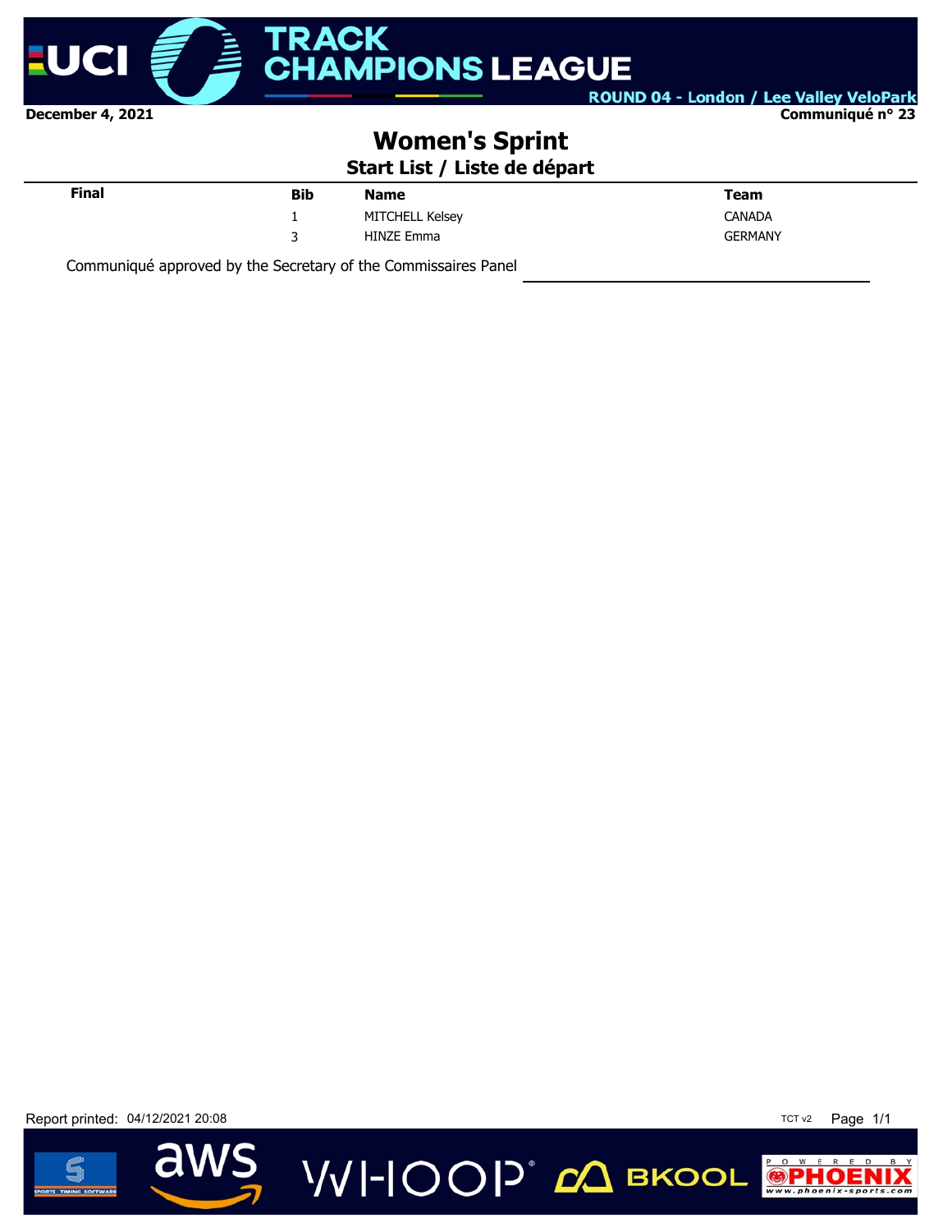December 4, 2021

Communiqué n° 23

# Women's Sprint

## Start List / Liste de départ

| Final | Bib | Name | Team |
|---|---|---|---|
| | 1 | MITCHELL Kelsey | CANADA |
| | 3 | HINZE Emma | GERMANY |

Communiqué approved by the Secretary of the Commissaires Panel

Report printed: 04/12/2021 20:08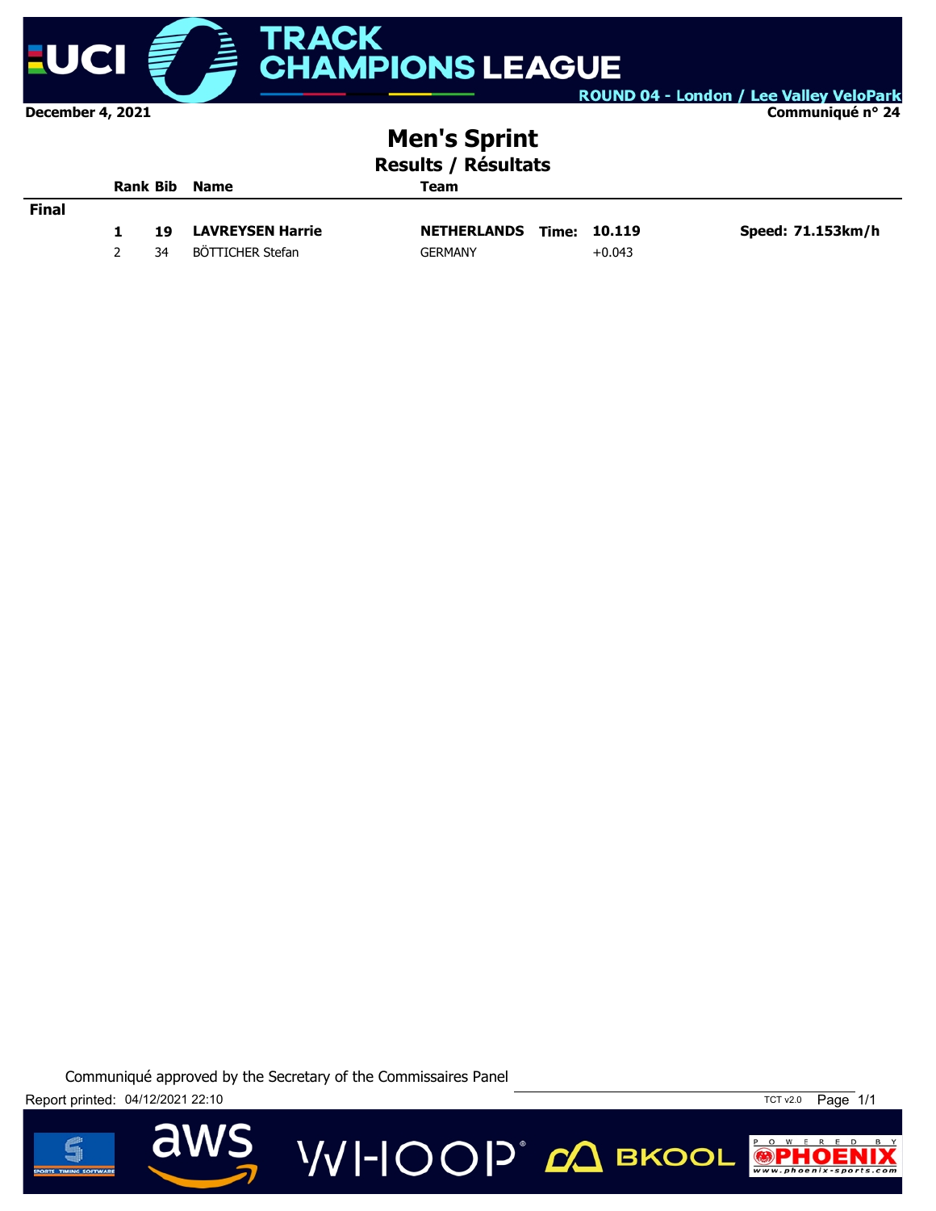UCI TRACK CHAMPIONS LEAGUE

ROUND 04 - London / Lee Valley VeloPark

December 4, 2021

Communiqué n° 24

# Men's Sprint

## Results / Résultats

| | Rank | Bib | Name | Team | | | |
|---|---|---|---|---|---|---|---|
| **Final** | | | | | | | |
| | **1** | **19** | **LAVREYSEN Harrie** | **NETHERLANDS** | **Time:** | **10.119** | **Speed: 71.153km/h** |
| | 2 | 34 | BÖTTICHER Stefan | GERMANY | | +0.043 | |

Communiqué approved by the Secretary of the Commissaires Panel

Report printed: 04/12/2021 22:10

TCT v2.0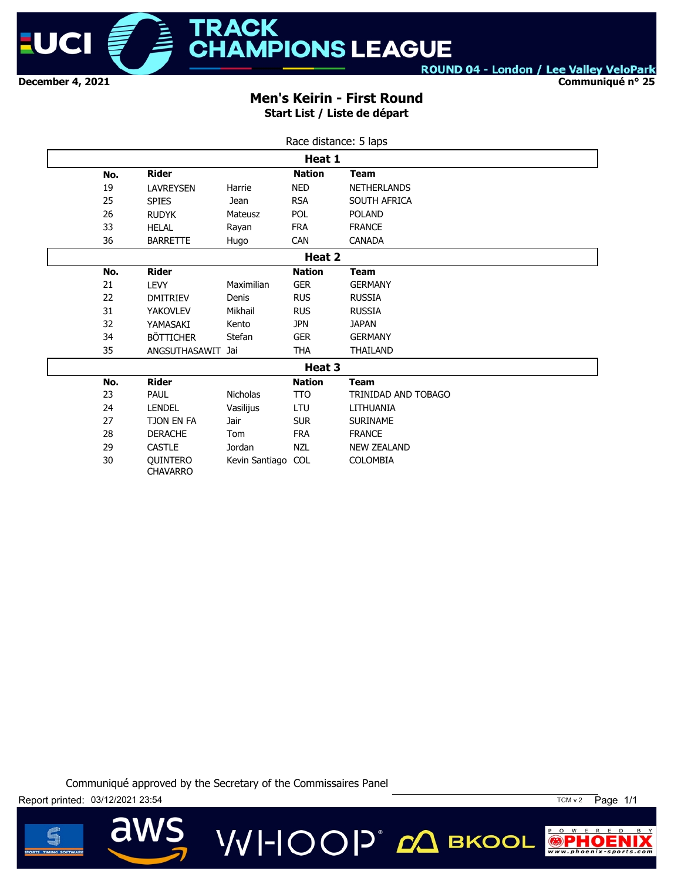UCI TRACK CHAMPIONS LEAGUE

ROUND 04 - London / Lee Valley VeloPark

December 4, 2021

Communiqué n° 25

# Men's Keirin - First Round

## Start List / Liste de départ

Race distance: 5 laps

### Heat 1

| No. | Rider | | Nation | Team |
|---|---|---|---|---|
| 19 | LAVREYSEN | Harrie | NED | NETHERLANDS |
| 25 | SPIES | Jean | RSA | SOUTH AFRICA |
| 26 | RUDYK | Mateusz | POL | POLAND |
| 33 | HELAL | Rayan | FRA | FRANCE |
| 36 | BARRETTE | Hugo | CAN | CANADA |

### Heat 2

| No. | Rider | | Nation | Team |
|---|---|---|---|---|
| 21 | LEVY | Maximilian | GER | GERMANY |
| 22 | DMITRIEV | Denis | RUS | RUSSIA |
| 31 | YAKOVLEV | Mikhail | RUS | RUSSIA |
| 32 | YAMASAKI | Kento | JPN | JAPAN |
| 34 | BÖTTICHER | Stefan | GER | GERMANY |
| 35 | ANGSUTHASAWIT | Jai | THA | THAILAND |

### Heat 3

| No. | Rider | | Nation | Team |
|---|---|---|---|---|
| 23 | PAUL | Nicholas | TTO | TRINIDAD AND TOBAGO |
| 24 | LENDEL | Vasilijus | LTU | LITHUANIA |
| 27 | TJON EN FA | Jair | SUR | SURINAME |
| 28 | DERACHE | Tom | FRA | FRANCE |
| 29 | CASTLE | Jordan | NZL | NEW ZEALAND |
| 30 | QUINTERO CHAVARRO | Kevin Santiago | COL | COLOMBIA |

Communiqué approved by the Secretary of the Commissaires Panel

Report printed: 03/12/2021 23:54

TCM v 2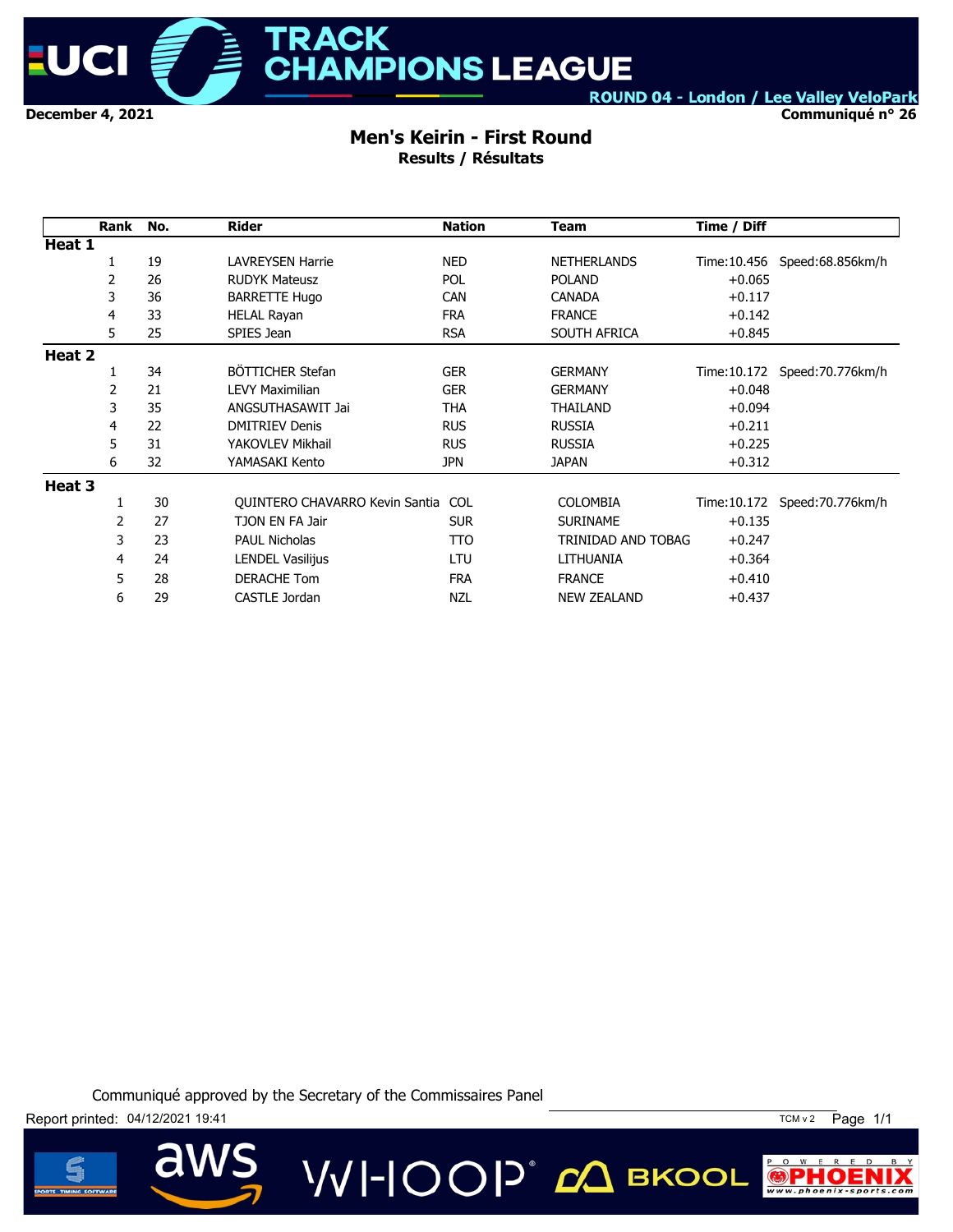UCI TRACK CHAMPIONS LEAGUE
ROUND 04 - London / Lee Valley VeloPark

December 4, 2021

Communiqué n° 26

## Men's Keirin - First Round

**Results / Résultats**

| Rank | No. | Rider | Nation | Team | Time / Diff | |
|---|---|---|---|---|---|---|
| **Heat 1** | | | | | | |
| 1 | 19 | LAVREYSEN Harrie | NED | NETHERLANDS | Time:10.456 | Speed:68.856km/h |
| 2 | 26 | RUDYK Mateusz | POL | POLAND | +0.065 | |
| 3 | 36 | BARRETTE Hugo | CAN | CANADA | +0.117 | |
| 4 | 33 | HELAL Rayan | FRA | FRANCE | +0.142 | |
| 5 | 25 | SPIES Jean | RSA | SOUTH AFRICA | +0.845 | |
| **Heat 2** | | | | | | |
| 1 | 34 | BÖTTICHER Stefan | GER | GERMANY | Time:10.172 | Speed:70.776km/h |
| 2 | 21 | LEVY Maximilian | GER | GERMANY | +0.048 | |
| 3 | 35 | ANGSUTHASAWIT Jai | THA | THAILAND | +0.094 | |
| 4 | 22 | DMITRIEV Denis | RUS | RUSSIA | +0.211 | |
| 5 | 31 | YAKOVLEV Mikhail | RUS | RUSSIA | +0.225 | |
| 6 | 32 | YAMASAKI Kento | JPN | JAPAN | +0.312 | |
| **Heat 3** | | | | | | |
| 1 | 30 | QUINTERO CHAVARRO Kevin Santia | COL | COLOMBIA | Time:10.172 | Speed:70.776km/h |
| 2 | 27 | TJON EN FA Jair | SUR | SURINAME | +0.135 | |
| 3 | 23 | PAUL Nicholas | TTO | TRINIDAD AND TOBAG | +0.247 | |
| 4 | 24 | LENDEL Vasilijus | LTU | LITHUANIA | +0.364 | |
| 5 | 28 | DERACHE Tom | FRA | FRANCE | +0.410 | |
| 6 | 29 | CASTLE Jordan | NZL | NEW ZEALAND | +0.437 | |

Communiqué approved by the Secretary of the Commissaires Panel

Report printed: 04/12/2021 19:41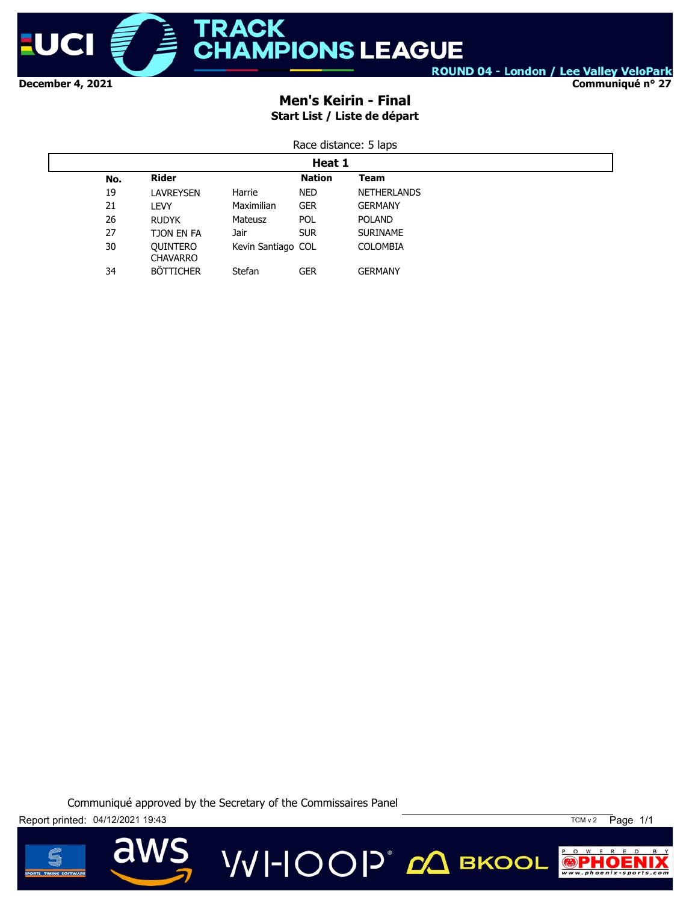December 4, 2021 — ROUND 04 - London / Lee Valley VeloPark — Communiqué n° 27

# Men's Keirin - Final

## Start List / Liste de départ

Race distance: 5 laps

### Heat 1

| No. | Rider | | Nation | Team |
|---|---|---|---|---|
| 19 | LAVREYSEN | Harrie | NED | NETHERLANDS |
| 21 | LEVY | Maximilian | GER | GERMANY |
| 26 | RUDYK | Mateusz | POL | POLAND |
| 27 | TJON EN FA | Jair | SUR | SURINAME |
| 30 | QUINTERO CHAVARRO | Kevin Santiago | COL | COLOMBIA |
| 34 | BÖTTICHER | Stefan | GER | GERMANY |

Communiqué approved by the Secretary of the Commissaires Panel

Report printed: 04/12/2021 19:43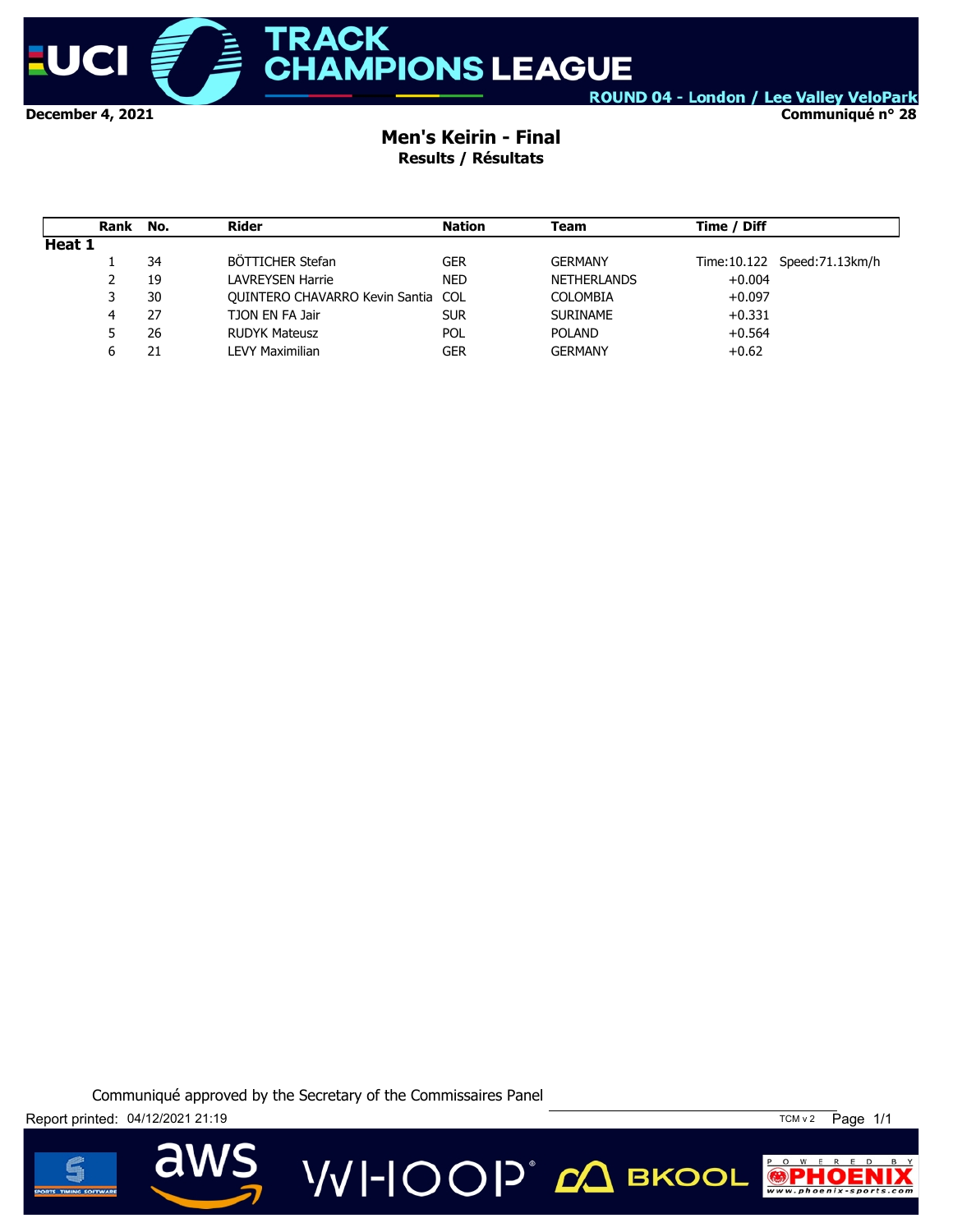**ROUND 04 - London / Lee Valley VeloPark**

**December 4, 2021** **Communiqué n° 28**

# Men's Keirin - Final

## Results / Résultats

| Rank | No. | Rider | Nation | Team | Time / Diff | |
|---|---|---|---|---|---|---|
| **Heat 1** | | | | | | |
| 1 | 34 | BÖTTICHER Stefan | GER | GERMANY | Time:10.122 | Speed:71.13km/h |
| 2 | 19 | LAVREYSEN Harrie | NED | NETHERLANDS | +0.004 | |
| 3 | 30 | QUINTERO CHAVARRO Kevin Santia | COL | COLOMBIA | +0.097 | |
| 4 | 27 | TJON EN FA Jair | SUR | SURINAME | +0.331 | |
| 5 | 26 | RUDYK Mateusz | POL | POLAND | +0.564 | |
| 6 | 21 | LEVY Maximilian | GER | GERMANY | +0.62 | |

Communiqué approved by the Secretary of the Commissaires Panel

Report printed: 04/12/2021 21:19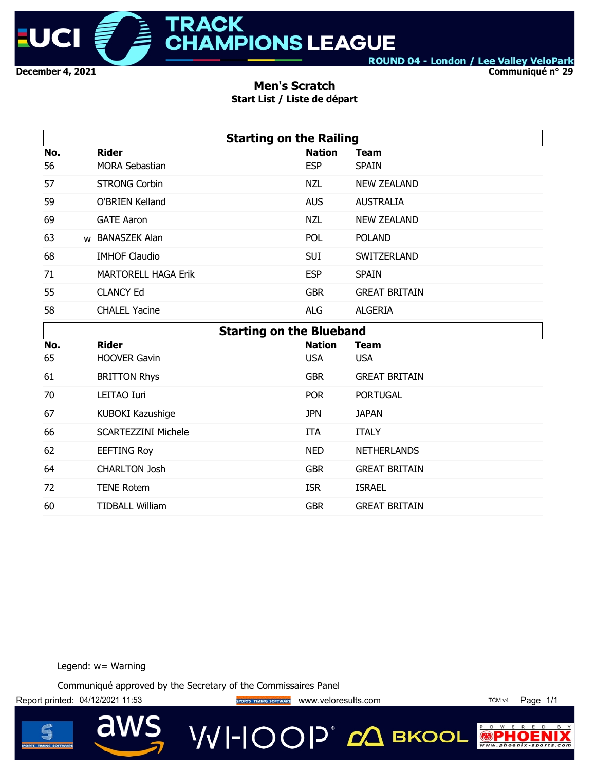UCI TRACK CHAMPIONS LEAGUE

ROUND 04 - London / Lee Valley VeloPark

December 4, 2021

Communiqué n° 29

# Men's Scratch

## Start List / Liste de départ

### Starting on the Railing

| No. | | Rider | Nation | Team |
|---|---|---|---|---|
| 56 | | MORA Sebastian | ESP | SPAIN |
| 57 | | STRONG Corbin | NZL | NEW ZEALAND |
| 59 | | O'BRIEN Kelland | AUS | AUSTRALIA |
| 69 | | GATE Aaron | NZL | NEW ZEALAND |
| 63 | w | BANASZEK Alan | POL | POLAND |
| 68 | | IMHOF Claudio | SUI | SWITZERLAND |
| 71 | | MARTORELL HAGA Erik | ESP | SPAIN |
| 55 | | CLANCY Ed | GBR | GREAT BRITAIN |
| 58 | | CHALEL Yacine | ALG | ALGERIA |

### Starting on the Blueband

| No. | Rider | Nation | Team |
|---|---|---|---|
| 65 | HOOVER Gavin | USA | USA |
| 61 | BRITTON Rhys | GBR | GREAT BRITAIN |
| 70 | LEITAO Iuri | POR | PORTUGAL |
| 67 | KUBOKI Kazushige | JPN | JAPAN |
| 66 | SCARTEZZINI Michele | ITA | ITALY |
| 62 | EEFTING Roy | NED | NETHERLANDS |
| 64 | CHARLTON Josh | GBR | GREAT BRITAIN |
| 72 | TENE Rotem | ISR | ISRAEL |
| 60 | TIDBALL William | GBR | GREAT BRITAIN |

Legend: w= Warning

Communiqué approved by the Secretary of the Commissaires Panel

Report printed: 04/12/2021 11:53 www.veloresults.com TCM v4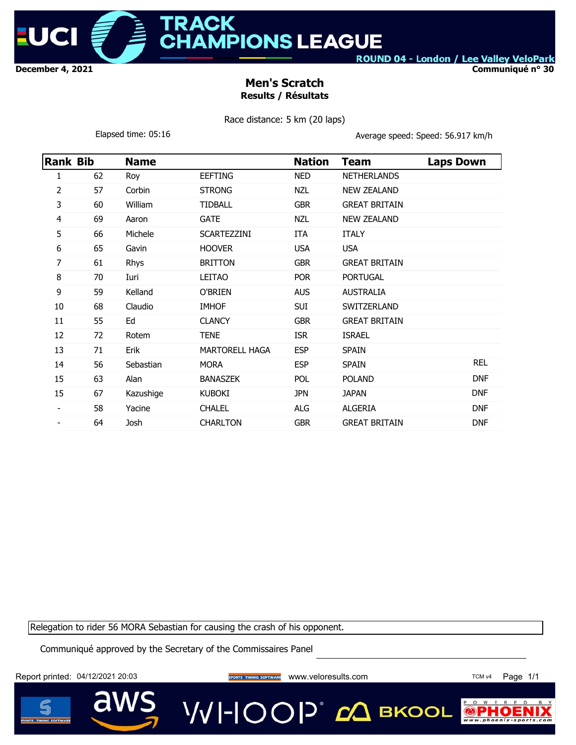UCI TRACK CHAMPIONS LEAGUE

ROUND 04 - London / Lee Valley VeloPark

December 4, 2021

Communiqué n° 30

## Men's Scratch
### Results / Résultats

Race distance: 5 km (20 laps)

Elapsed time: 05:16

Average speed: Speed: 56.917 km/h

| Rank | Bib | Name | | Nation | Team | Laps Down |
|---|---|---|---|---|---|---|
| 1 | 62 | Roy | EEFTING | NED | NETHERLANDS | |
| 2 | 57 | Corbin | STRONG | NZL | NEW ZEALAND | |
| 3 | 60 | William | TIDBALL | GBR | GREAT BRITAIN | |
| 4 | 69 | Aaron | GATE | NZL | NEW ZEALAND | |
| 5 | 66 | Michele | SCARTEZZINI | ITA | ITALY | |
| 6 | 65 | Gavin | HOOVER | USA | USA | |
| 7 | 61 | Rhys | BRITTON | GBR | GREAT BRITAIN | |
| 8 | 70 | Iuri | LEITAO | POR | PORTUGAL | |
| 9 | 59 | Kelland | O'BRIEN | AUS | AUSTRALIA | |
| 10 | 68 | Claudio | IMHOF | SUI | SWITZERLAND | |
| 11 | 55 | Ed | CLANCY | GBR | GREAT BRITAIN | |
| 12 | 72 | Rotem | TENE | ISR | ISRAEL | |
| 13 | 71 | Erik | MARTORELL HAGA | ESP | SPAIN | |
| 14 | 56 | Sebastian | MORA | ESP | SPAIN | REL |
| 15 | 63 | Alan | BANASZEK | POL | POLAND | DNF |
| 15 | 67 | Kazushige | KUBOKI | JPN | JAPAN | DNF |
| - | 58 | Yacine | CHALEL | ALG | ALGERIA | DNF |
| - | 64 | Josh | CHARLTON | GBR | GREAT BRITAIN | DNF |

Relegation to rider 56 MORA Sebastian for causing the crash of his opponent.

Communiqué approved by the Secretary of the Commissaires Panel

Report printed: 04/12/2021 20:03 www.veloresults.com TCM v4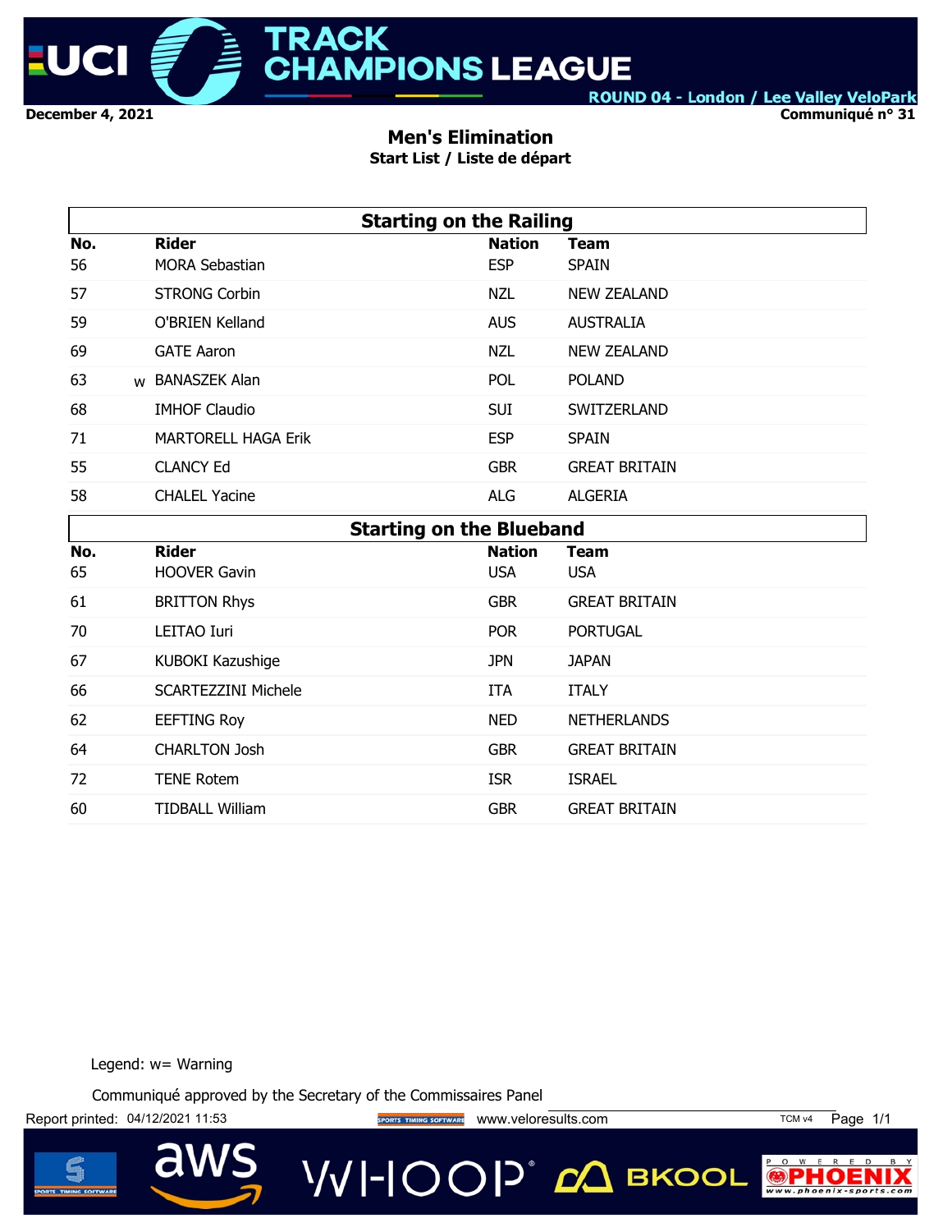December 4, 2021

Communiqué n° 31

# Men's Elimination

## Start List / Liste de départ

**Starting on the Railing**

| No. | | Rider | Nation | Team |
|---|---|---|---|---|
| 56 | | MORA Sebastian | ESP | SPAIN |
| 57 | | STRONG Corbin | NZL | NEW ZEALAND |
| 59 | | O'BRIEN Kelland | AUS | AUSTRALIA |
| 69 | | GATE Aaron | NZL | NEW ZEALAND |
| 63 | w | BANASZEK Alan | POL | POLAND |
| 68 | | IMHOF Claudio | SUI | SWITZERLAND |
| 71 | | MARTORELL HAGA Erik | ESP | SPAIN |
| 55 | | CLANCY Ed | GBR | GREAT BRITAIN |
| 58 | | CHALEL Yacine | ALG | ALGERIA |

**Starting on the Blueband**

| No. | Rider | Nation | Team |
|---|---|---|---|
| 65 | HOOVER Gavin | USA | USA |
| 61 | BRITTON Rhys | GBR | GREAT BRITAIN |
| 70 | LEITAO Iuri | POR | PORTUGAL |
| 67 | KUBOKI Kazushige | JPN | JAPAN |
| 66 | SCARTEZZINI Michele | ITA | ITALY |
| 62 | EEFTING Roy | NED | NETHERLANDS |
| 64 | CHARLTON Josh | GBR | GREAT BRITAIN |
| 72 | TENE Rotem | ISR | ISRAEL |
| 60 | TIDBALL William | GBR | GREAT BRITAIN |

Legend: w= Warning

Communiqué approved by the Secretary of the Commissaires Panel

Report printed: 04/12/2021 11:53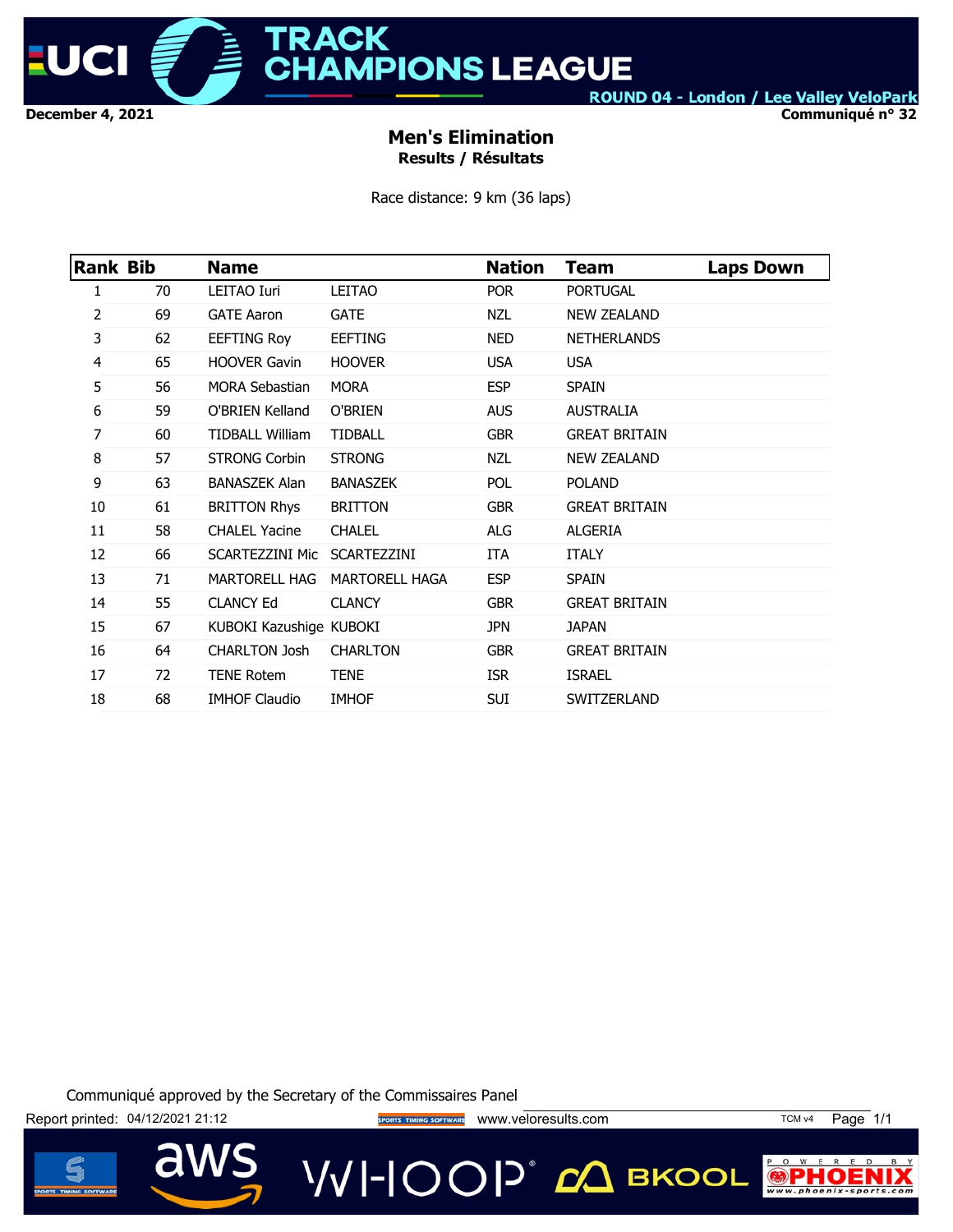UCI TRACK CHAMPIONS LEAGUE

ROUND 04 - London / Lee Valley VeloPark

December 4, 2021

Communiqué n° 32

## Men's Elimination

### Results / Résultats

Race distance: 9 km (36 laps)

| Rank | Bib | Name | | Nation | Team | Laps Down |
|---|---|---|---|---|---|---|
| 1 | 70 | LEITAO Iuri | LEITAO | POR | PORTUGAL | |
| 2 | 69 | GATE Aaron | GATE | NZL | NEW ZEALAND | |
| 3 | 62 | EEFTING Roy | EEFTING | NED | NETHERLANDS | |
| 4 | 65 | HOOVER Gavin | HOOVER | USA | USA | |
| 5 | 56 | MORA Sebastian | MORA | ESP | SPAIN | |
| 6 | 59 | O'BRIEN Kelland | O'BRIEN | AUS | AUSTRALIA | |
| 7 | 60 | TIDBALL William | TIDBALL | GBR | GREAT BRITAIN | |
| 8 | 57 | STRONG Corbin | STRONG | NZL | NEW ZEALAND | |
| 9 | 63 | BANASZEK Alan | BANASZEK | POL | POLAND | |
| 10 | 61 | BRITTON Rhys | BRITTON | GBR | GREAT BRITAIN | |
| 11 | 58 | CHALEL Yacine | CHALEL | ALG | ALGERIA | |
| 12 | 66 | SCARTEZZINI Mic | SCARTEZZINI | ITA | ITALY | |
| 13 | 71 | MARTORELL HAG | MARTORELL HAGA | ESP | SPAIN | |
| 14 | 55 | CLANCY Ed | CLANCY | GBR | GREAT BRITAIN | |
| 15 | 67 | KUBOKI Kazushige | KUBOKI | JPN | JAPAN | |
| 16 | 64 | CHARLTON Josh | CHARLTON | GBR | GREAT BRITAIN | |
| 17 | 72 | TENE Rotem | TENE | ISR | ISRAEL | |
| 18 | 68 | IMHOF Claudio | IMHOF | SUI | SWITZERLAND | |

Communiqué approved by the Secretary of the Commissaires Panel

Report printed: 04/12/2021 21:12

www.veloresults.com

TCM v4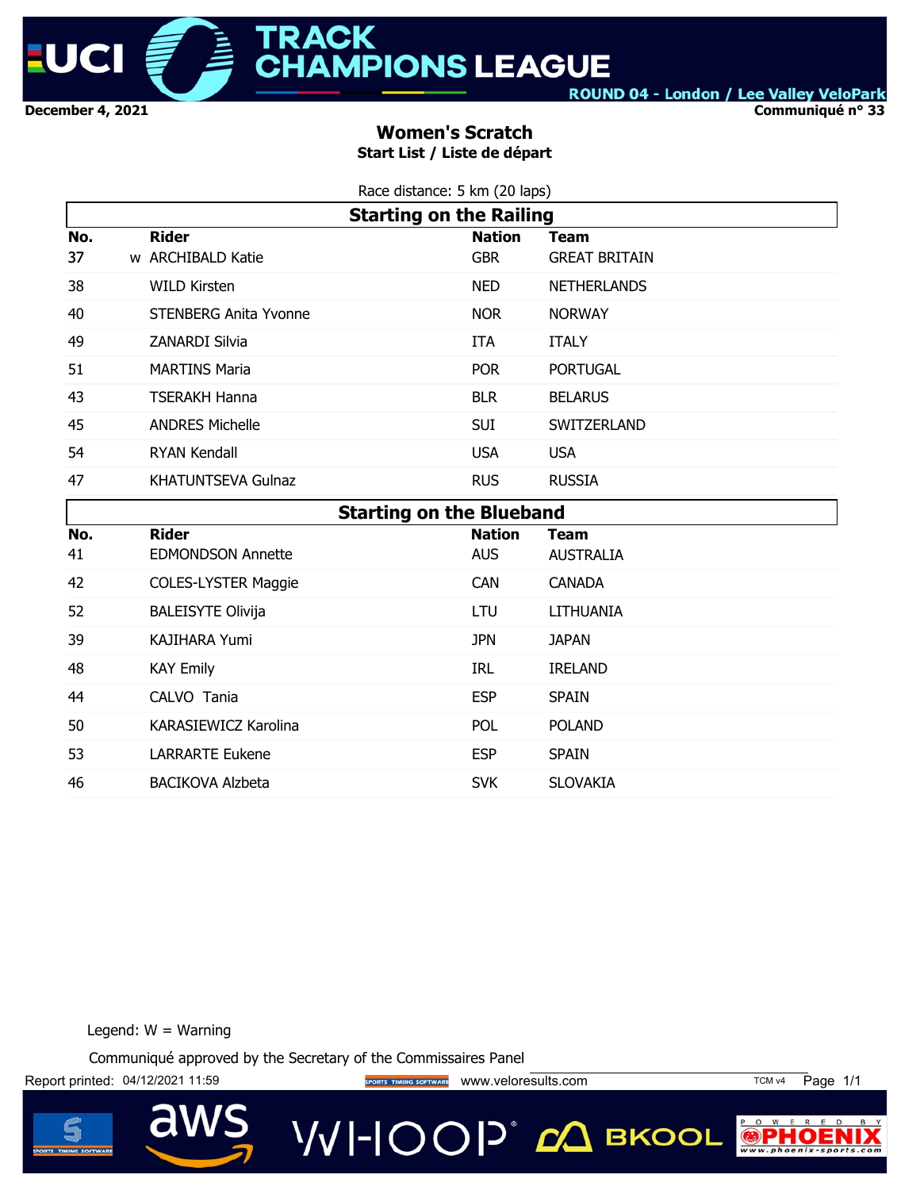UCI TRACK CHAMPIONS LEAGUE

ROUND 04 - London / Lee Valley VeloPark

December 4, 2021

Communiqué n° 33

## Women's Scratch

### Start List / Liste de départ

Race distance: 5 km (20 laps)

**Starting on the Railing**

| No. | | Rider | Nation | Team |
|---|---|---|---|---|
| 37 | w | ARCHIBALD Katie | GBR | GREAT BRITAIN |
| 38 | | WILD Kirsten | NED | NETHERLANDS |
| 40 | | STENBERG Anita Yvonne | NOR | NORWAY |
| 49 | | ZANARDI Silvia | ITA | ITALY |
| 51 | | MARTINS Maria | POR | PORTUGAL |
| 43 | | TSERAKH Hanna | BLR | BELARUS |
| 45 | | ANDRES Michelle | SUI | SWITZERLAND |
| 54 | | RYAN Kendall | USA | USA |
| 47 | | KHATUNTSEVA Gulnaz | RUS | RUSSIA |

**Starting on the Blueband**

| No. | Rider | Nation | Team |
|---|---|---|---|
| 41 | EDMONDSON Annette | AUS | AUSTRALIA |
| 42 | COLES-LYSTER Maggie | CAN | CANADA |
| 52 | BALEISYTE Olivija | LTU | LITHUANIA |
| 39 | KAJIHARA Yumi | JPN | JAPAN |
| 48 | KAY Emily | IRL | IRELAND |
| 44 | CALVO Tania | ESP | SPAIN |
| 50 | KARASIEWICZ Karolina | POL | POLAND |
| 53 | LARRARTE Eukene | ESP | SPAIN |
| 46 | BACIKOVA Alzbeta | SVK | SLOVAKIA |

Legend: W = Warning

Communiqué approved by the Secretary of the Commissaires Panel

Report printed: 04/12/2021 11:59 www.veloresults.com TCM v4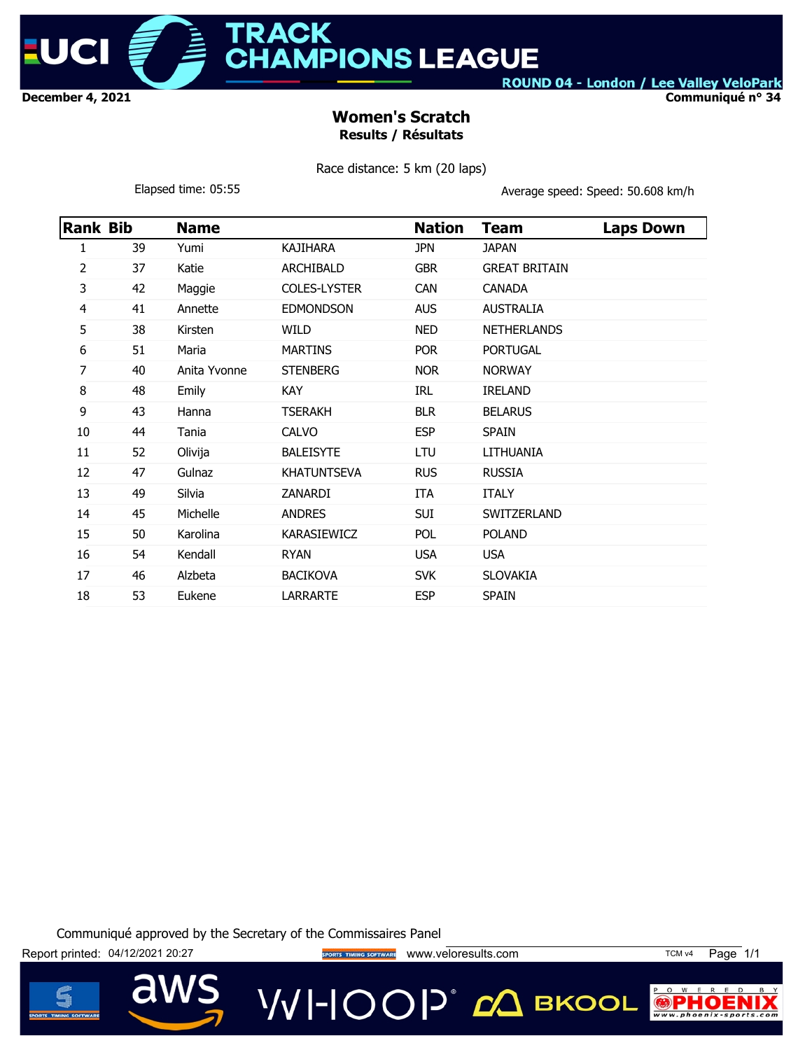**December 4, 2021** — **ROUND 04 - London / Lee Valley VeloPark** — **Communiqué n° 34**

## Women's Scratch

### Results / Résultats

Race distance: 5 km (20 laps)

Elapsed time: 05:55

Average speed: Speed: 50.608 km/h

| Rank | Bib | Name | | Nation | Team | Laps Down |
|---|---|---|---|---|---|---|
| 1 | 39 | Yumi | KAJIHARA | JPN | JAPAN | |
| 2 | 37 | Katie | ARCHIBALD | GBR | GREAT BRITAIN | |
| 3 | 42 | Maggie | COLES-LYSTER | CAN | CANADA | |
| 4 | 41 | Annette | EDMONDSON | AUS | AUSTRALIA | |
| 5 | 38 | Kirsten | WILD | NED | NETHERLANDS | |
| 6 | 51 | Maria | MARTINS | POR | PORTUGAL | |
| 7 | 40 | Anita Yvonne | STENBERG | NOR | NORWAY | |
| 8 | 48 | Emily | KAY | IRL | IRELAND | |
| 9 | 43 | Hanna | TSERAKH | BLR | BELARUS | |
| 10 | 44 | Tania | CALVO | ESP | SPAIN | |
| 11 | 52 | Olivija | BALEISYTE | LTU | LITHUANIA | |
| 12 | 47 | Gulnaz | KHATUNTSEVA | RUS | RUSSIA | |
| 13 | 49 | Silvia | ZANARDI | ITA | ITALY | |
| 14 | 45 | Michelle | ANDRES | SUI | SWITZERLAND | |
| 15 | 50 | Karolina | KARASIEWICZ | POL | POLAND | |
| 16 | 54 | Kendall | RYAN | USA | USA | |
| 17 | 46 | Alzbeta | BACIKOVA | SVK | SLOVAKIA | |
| 18 | 53 | Eukene | LARRARTE | ESP | SPAIN | |

Communiqué approved by the Secretary of the Commissaires Panel

Report printed: 04/12/2021 20:27 www.veloresults.com TCM v4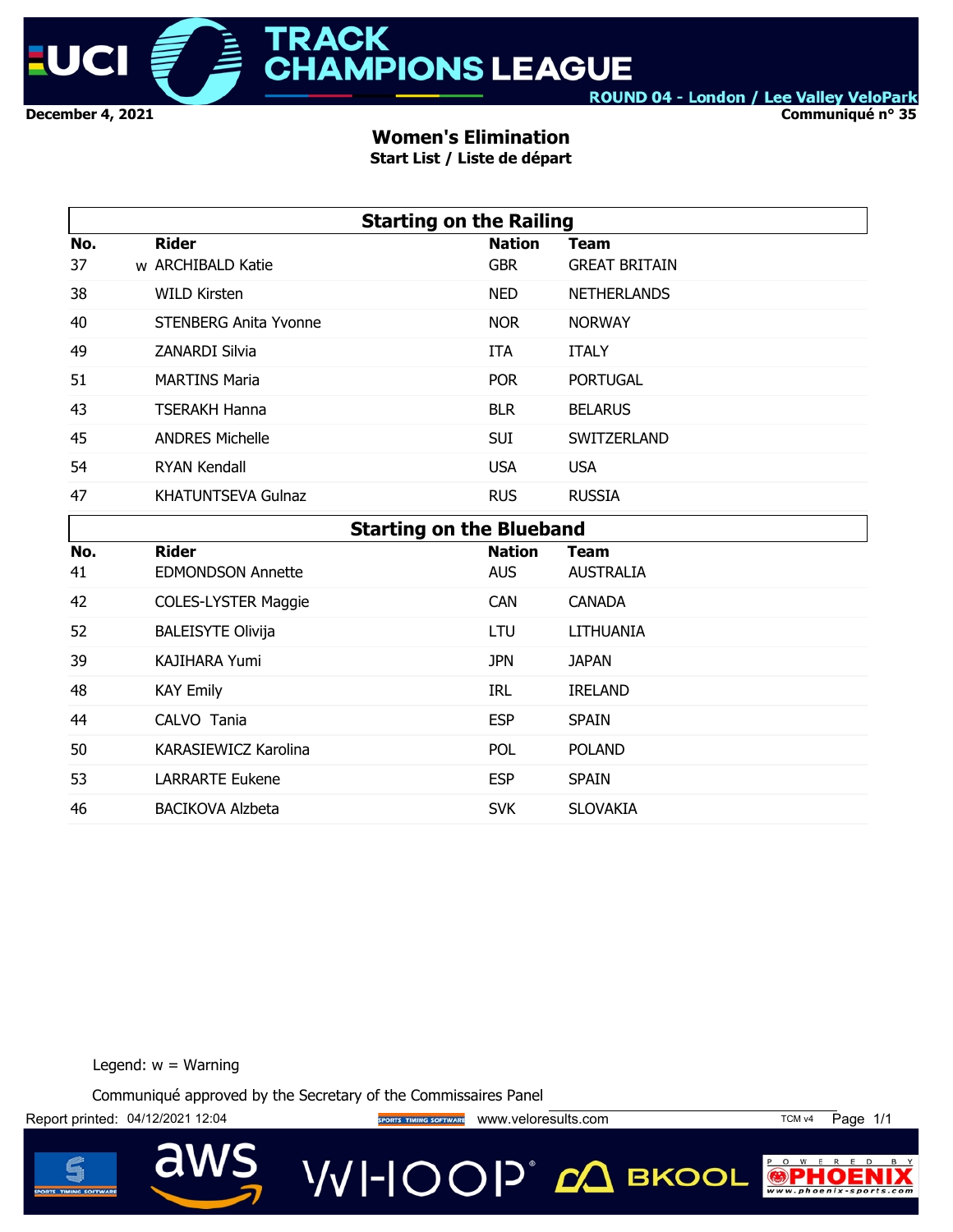# UCI TRACK CHAMPIONS LEAGUE

ROUND 04 - London / Lee Valley VeloPark

December 4, 2021

Communiqué n° 35

## Women's Elimination

### Start List / Liste de départ

**Starting on the Railing**

| No. | | Rider | Nation | Team |
|---|---|---|---|---|
| 37 | w | ARCHIBALD Katie | GBR | GREAT BRITAIN |
| 38 | | WILD Kirsten | NED | NETHERLANDS |
| 40 | | STENBERG Anita Yvonne | NOR | NORWAY |
| 49 | | ZANARDI Silvia | ITA | ITALY |
| 51 | | MARTINS Maria | POR | PORTUGAL |
| 43 | | TSERAKH Hanna | BLR | BELARUS |
| 45 | | ANDRES Michelle | SUI | SWITZERLAND |
| 54 | | RYAN Kendall | USA | USA |
| 47 | | KHATUNTSEVA Gulnaz | RUS | RUSSIA |

**Starting on the Blueband**

| No. | Rider | Nation | Team |
|---|---|---|---|
| 41 | EDMONDSON Annette | AUS | AUSTRALIA |
| 42 | COLES-LYSTER Maggie | CAN | CANADA |
| 52 | BALEISYTE Olivija | LTU | LITHUANIA |
| 39 | KAJIHARA Yumi | JPN | JAPAN |
| 48 | KAY Emily | IRL | IRELAND |
| 44 | CALVO Tania | ESP | SPAIN |
| 50 | KARASIEWICZ Karolina | POL | POLAND |
| 53 | LARRARTE Eukene | ESP | SPAIN |
| 46 | BACIKOVA Alzbeta | SVK | SLOVAKIA |

Legend: w = Warning

Communiqué approved by the Secretary of the Commissaires Panel

Report printed: 04/12/2021 12:04 www.veloresults.com TCM v4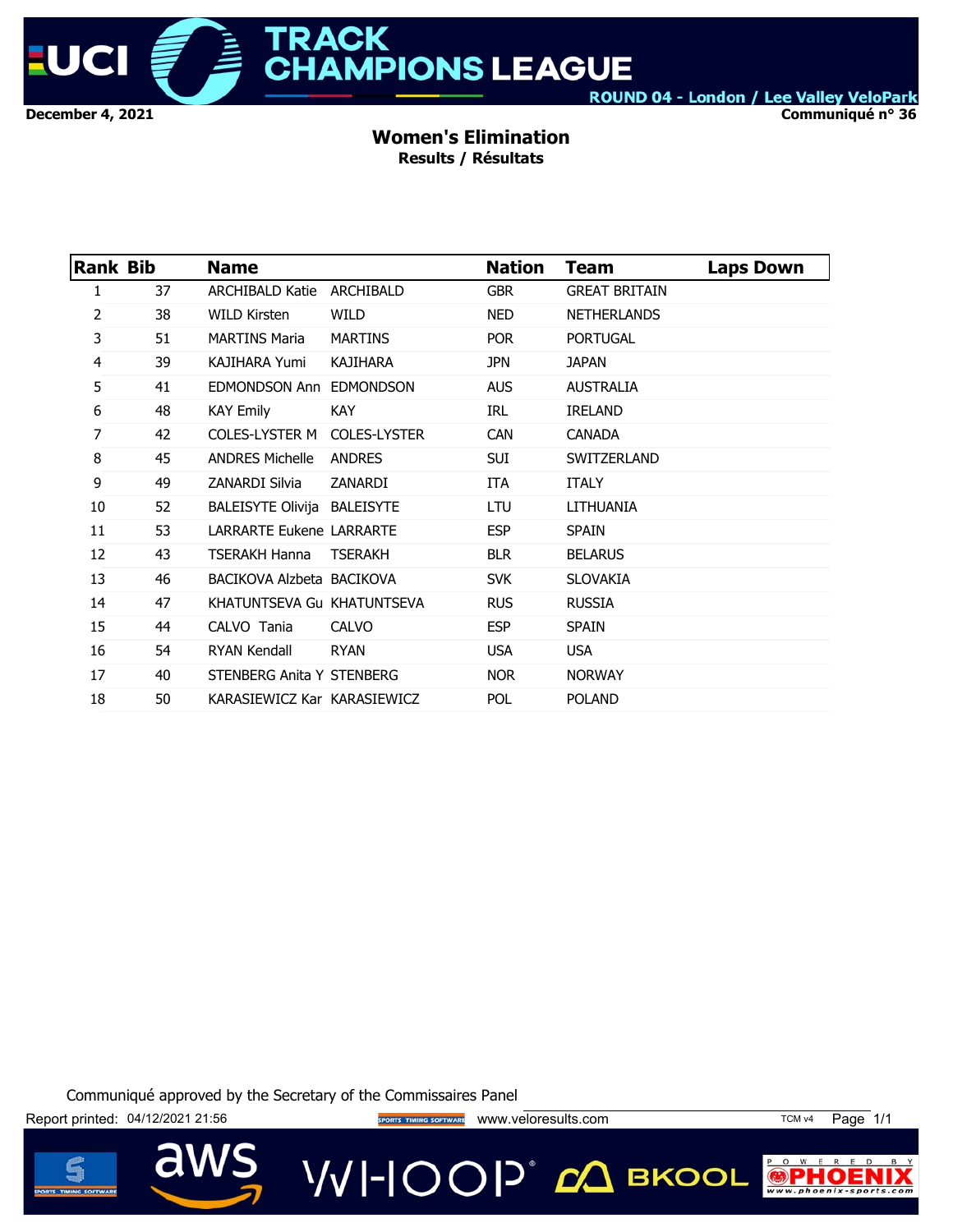**TRACK CHAMPIONS LEAGUE**

ROUND 04 - London / Lee Valley VeloPark

December 4, 2021

Communiqué n° 36

## Women's Elimination

### Results / Résultats

| Rank | Bib | Name | | Nation | Team | Laps Down |
|---|---|---|---|---|---|---|
| 1 | 37 | ARCHIBALD Katie | ARCHIBALD | GBR | GREAT BRITAIN | |
| 2 | 38 | WILD Kirsten | WILD | NED | NETHERLANDS | |
| 3 | 51 | MARTINS Maria | MARTINS | POR | PORTUGAL | |
| 4 | 39 | KAJIHARA Yumi | KAJIHARA | JPN | JAPAN | |
| 5 | 41 | EDMONDSON Ann | EDMONDSON | AUS | AUSTRALIA | |
| 6 | 48 | KAY Emily | KAY | IRL | IRELAND | |
| 7 | 42 | COLES-LYSTER M | COLES-LYSTER | CAN | CANADA | |
| 8 | 45 | ANDRES Michelle | ANDRES | SUI | SWITZERLAND | |
| 9 | 49 | ZANARDI Silvia | ZANARDI | ITA | ITALY | |
| 10 | 52 | BALEISYTE Olivija | BALEISYTE | LTU | LITHUANIA | |
| 11 | 53 | LARRARTE Eukene | LARRARTE | ESP | SPAIN | |
| 12 | 43 | TSERAKH Hanna | TSERAKH | BLR | BELARUS | |
| 13 | 46 | BACIKOVA Alzbeta | BACIKOVA | SVK | SLOVAKIA | |
| 14 | 47 | KHATUNTSEVA Gu | KHATUNTSEVA | RUS | RUSSIA | |
| 15 | 44 | CALVO Tania | CALVO | ESP | SPAIN | |
| 16 | 54 | RYAN Kendall | RYAN | USA | USA | |
| 17 | 40 | STENBERG Anita Y | STENBERG | NOR | NORWAY | |
| 18 | 50 | KARASIEWICZ Kar | KARASIEWICZ | POL | POLAND | |

Communiqué approved by the Secretary of the Commissaires Panel

Report printed: 04/12/2021 21:56 www.veloresults.com TCM v4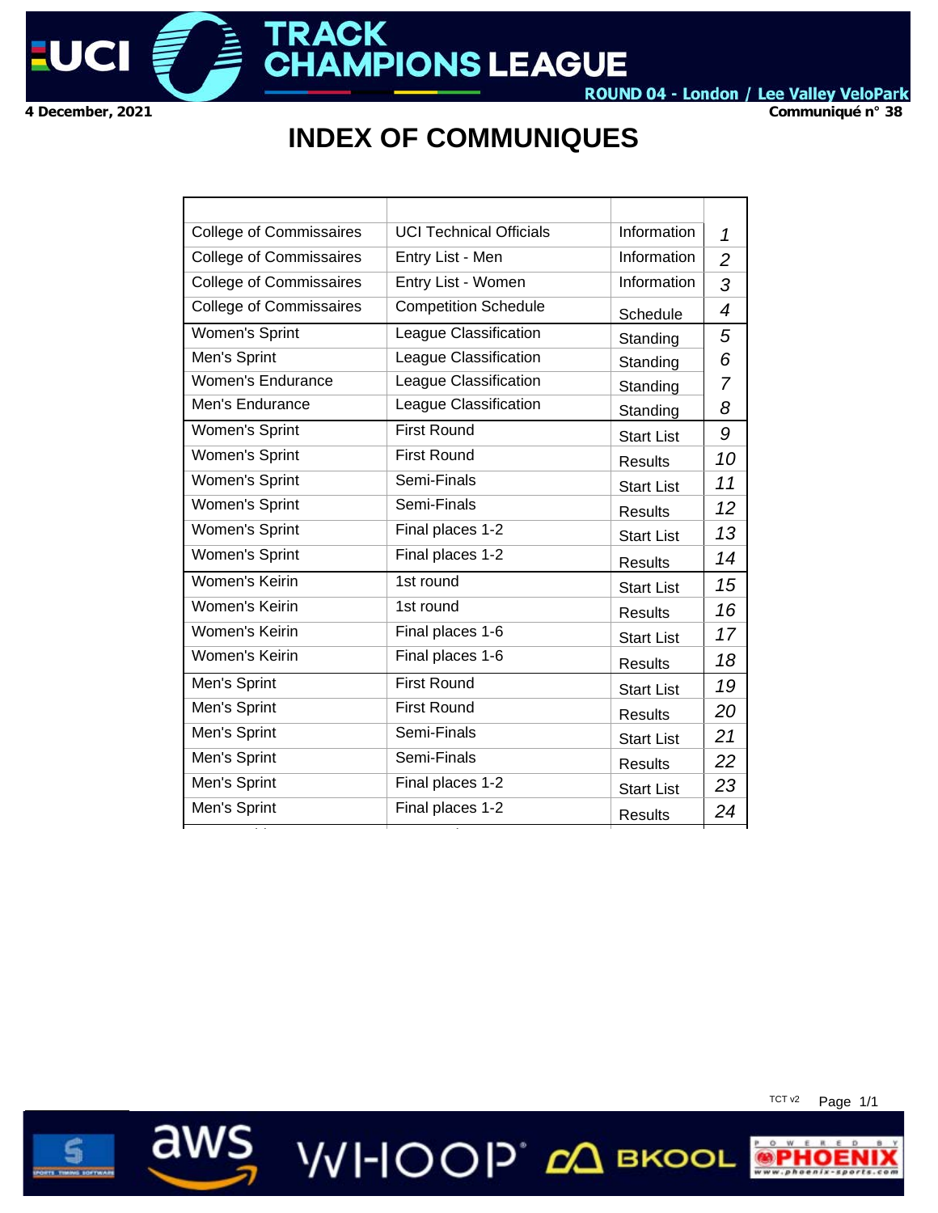TRACK CHAMPIONS LEAGUE

ROUND 04 - London / Lee Valley VeloPark

4 December, 2021

Communiqué n° 38

# INDEX OF COMMUNIQUES

| | | | |
|---|---|---|---|
| College of Commissaires | UCI Technical Officials | Information | 1 |
| College of Commissaires | Entry List - Men | Information | 2 |
| College of Commissaires | Entry List - Women | Information | 3 |
| College of Commissaires | Competition Schedule | Schedule | 4 |
| Women's Sprint | League Classification | Standing | 5 |
| Men's Sprint | League Classification | Standing | 6 |
| Women's Endurance | League Classification | Standing | 7 |
| Men's Endurance | League Classification | Standing | 8 |
| Women's Sprint | First Round | Start List | 9 |
| Women's Sprint | First Round | Results | 10 |
| Women's Sprint | Semi-Finals | Start List | 11 |
| Women's Sprint | Semi-Finals | Results | 12 |
| Women's Sprint | Final places 1-2 | Start List | 13 |
| Women's Sprint | Final places 1-2 | Results | 14 |
| Women's Keirin | 1st round | Start List | 15 |
| Women's Keirin | 1st round | Results | 16 |
| Women's Keirin | Final places 1-6 | Start List | 17 |
| Women's Keirin | Final places 1-6 | Results | 18 |
| Men's Sprint | First Round | Start List | 19 |
| Men's Sprint | First Round | Results | 20 |
| Men's Sprint | Semi-Finals | Start List | 21 |
| Men's Sprint | Semi-Finals | Results | 22 |
| Men's Sprint | Final places 1-2 | Start List | 23 |
| Men's Sprint | Final places 1-2 | Results | 24 |

TCT v2